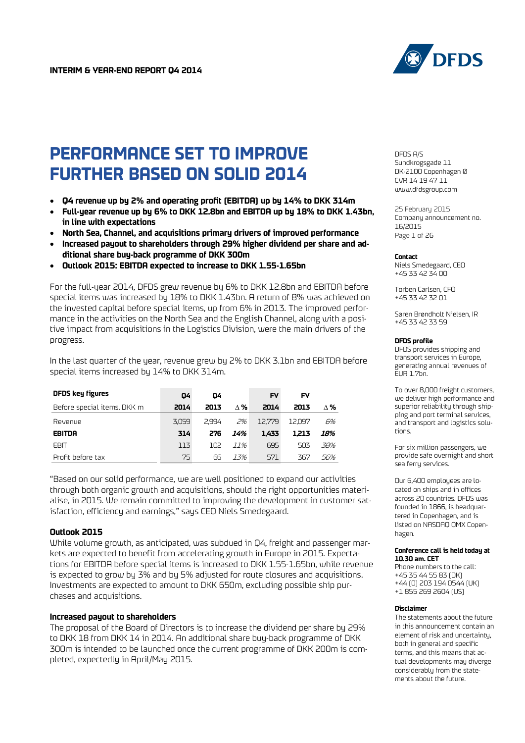**INTERIM & YEAR-END REPORT Q4 2014**

# PERFORMANCE SET TO IMPROVE FURTHER BASED ON SOLID 2014

- **Q4 revenue up by 2% and operating profit (EBITDA) up by 14% to DKK 314m**
- **Full-year revenue up by 6% to DKK 12.8bn and EBITDA up by 18% to DKK 1.43bn, in line with expectations**
- **North Sea, Channel, and acquisitions primary drivers of improved performance**
- **Increased payout to shareholders through 29% higher dividend per share and additional share buy-back programme of DKK 300m**
- **Outlook 2015: EBITDA expected to increase to DKK 1.55-1.65bn**

For the full-year 2014, DFDS grew revenue by 6% to DKK 12.8bn and EBITDA before special items was increased by 18% to DKK 1.43bn. A return of 8% was achieved on the invested capital before special items, up from 6% in 2013. The improved performance in the activities on the North Sea and the English Channel, along with a positive impact from acquisitions in the Logistics Division, were the main drivers of the progress.

In the last quarter of the year, revenue grew by 2% to DKK 3.1bn and EBITDA before special items increased by 14% to DKK 314m.

| **DFDS key figures** | **Q4** | **Q4** | | **FY** | **FY** | |
|---|---|---|---|---|---|---|
| Before special items, DKK m | **2014** | **2013** | **Δ %** | **2014** | **2013** | **Δ %** |
| Revenue | 3,059 | 2,994 | *2%* | 12,779 | 12,097 | *6%* |
| **EBITDA** | **314** | **276** | ***14%*** | **1,433** | **1,213** | ***18%*** |
| EBIT | 113 | 102 | *11%* | 695 | 503 | *38%* |
| Profit before tax | 75 | 66 | *13%* | 571 | 367 | *56%* |

"Based on our solid performance, we are well positioned to expand our activities through both organic growth and acquisitions, should the right opportunities materialise, in 2015. We remain committed to improving the development in customer satisfaction, efficiency and earnings," says CEO Niels Smedegaard.

### Outlook 2015

While volume growth, as anticipated, was subdued in Q4, freight and passenger markets are expected to benefit from accelerating growth in Europe in 2015. Expectations for EBITDA before special items is increased to DKK 1.55-1.65bn, while revenue is expected to grow by 3% and by 5% adjusted for route closures and acquisitions. Investments are expected to amount to DKK 650m, excluding possible ship purchases and acquisitions.

### Increased payout to shareholders

The proposal of the Board of Directors is to increase the dividend per share by 29% to DKK 18 from DKK 14 in 2014. An additional share buy-back programme of DKK 300m is intended to be launched once the current programme of DKK 200m is completed, expectedly in April/May 2015.

DFDS A/S
Sundkrogsgade 11
DK-2100 Copenhagen Ø
CVR 14 19 47 11
www.dfdsgroup.com

25 February 2015
Company announcement no. 16/2015

**Contact**

Niels Smedegaard, CEO
+45 33 42 34 00

Torben Carlsen, CFO
+45 33 42 32 01

Søren Brøndholt Nielsen, IR
+45 33 42 33 59

**DFDS profile**

DFDS provides shipping and transport services in Europe, generating annual revenues of EUR 1.7bn.

To over 8,000 freight customers, we deliver high performance and superior reliability through shipping and port terminal services, and transport and logistics solutions.

For six million passengers, we provide safe overnight and short sea ferry services.

Our 6,400 employees are located on ships and in offices across 20 countries. DFDS was founded in 1866, is headquartered in Copenhagen, and is listed on NASDAQ OMX Copenhagen.

**Conference call is held today at 10.30 am. CET**

Phone numbers to the call:
+45 35 44 55 83 (DK)
+44 (0) 203 194 0544 (UK)
+1 855 269 2604 (US)

**Disclaimer**

The statements about the future in this announcement contain an element of risk and uncertainty, both in general and specific terms, and this means that actual developments may diverge considerably from the statements about the future.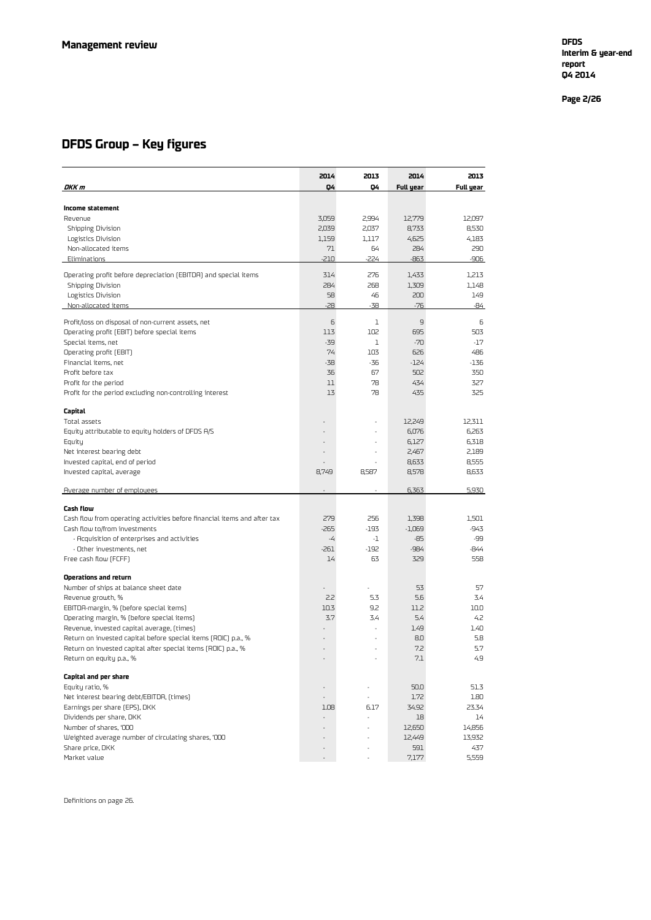## DFDS Group – Key figures

| *DKK m* | 2014 Q4 | 2013 Q4 | 2014 Full year | 2013 Full year |
|---|---|---|---|---|
| **Income statement** | | | | |
| Revenue | 3,059 | 2,994 | 12,779 | 12,097 |
| Shipping Division | 2,039 | 2,037 | 8,733 | 8,530 |
| Logistics Division | 1,159 | 1,117 | 4,625 | 4,183 |
| Non-allocated items | 71 | 64 | 284 | 290 |
| Eliminations | -210 | -224 | -863 | -906 |
| Operating profit before depreciation (EBITDA) and special items | 314 | 276 | 1,433 | 1,213 |
| Shipping Division | 284 | 268 | 1,309 | 1,148 |
| Logistics Division | 58 | 46 | 200 | 149 |
| Non-allocated items | -28 | -38 | -76 | -84 |
| Profit/loss on disposal of non-current assets, net | 6 | 1 | 9 | 6 |
| Operating profit (EBIT) before special items | 113 | 102 | 695 | 503 |
| Special items, net | -39 | 1 | -70 | -17 |
| Operating profit (EBIT) | 74 | 103 | 626 | 486 |
| Financial items, net | -38 | -36 | -124 | -136 |
| Profit before tax | 36 | 67 | 502 | 350 |
| Profit for the period | 11 | 78 | 434 | 327 |
| Profit for the period excluding non-controlling interest | 13 | 78 | 435 | 325 |
| **Capital** | | | | |
| Total assets | - | - | 12,249 | 12,311 |
| Equity attributable to equity holders of DFDS A/S | - | - | 6,076 | 6,263 |
| Equity | - | - | 6,127 | 6,318 |
| Net interest bearing debt | - | - | 2,467 | 2,189 |
| Invested capital, end of period | - | - | 8,633 | 8,555 |
| Invested capital, average | 8,749 | 8,587 | 8,578 | 8,633 |
| Average number of employees | - | - | 6,363 | 5,930 |
| **Cash flow** | | | | |
| Cash flow from operating activities before financial items and after tax | 279 | 256 | 1,398 | 1,501 |
| Cash flow to/from investments | -265 | -193 | -1,069 | -943 |
| - Acquisition of enterprises and activities | -4 | -1 | -85 | -99 |
| - Other investments, net | -261 | -192 | -984 | -844 |
| Free cash flow (FCFF) | 14 | 63 | 329 | 558 |
| **Operations and return** | | | | |
| Number of ships at balance sheet date | - | - | 53 | 57 |
| Revenue growth, % | 2.2 | 5.3 | 5.6 | 3.4 |
| EBITDA-margin, % (before special items) | 10.3 | 9.2 | 11.2 | 10.0 |
| Operating margin, % (before special items) | 3.7 | 3.4 | 5.4 | 4.2 |
| Revenue, invested capital average, (times) | - | - | 1.49 | 1.40 |
| Return on invested capital before special items (ROIC) p.a., % | - | - | 8.0 | 5.8 |
| Return on invested capital after special items (ROIC) p.a., % | - | - | 7.2 | 5.7 |
| Return on equity p.a., % | - | - | 7.1 | 4.9 |
| **Capital and per share** | | | | |
| Equity ratio, % | - | - | 50.0 | 51.3 |
| Net interest bearing debt/EBITDA, (times) | - | - | 1.72 | 1.80 |
| Earnings per share (EPS), DKK | 1.08 | 6.17 | 34.92 | 23.34 |
| Dividends per share, DKK | - | - | 18 | 14 |
| Number of shares, '000 | - | - | 12,650 | 14,856 |
| Weighted average number of circulating shares, '000 | - | - | 12,449 | 13,932 |
| Share price, DKK | - | - | 591 | 437 |
| Market value | - | - | 7,177 | 5,559 |

Definitions on page 26.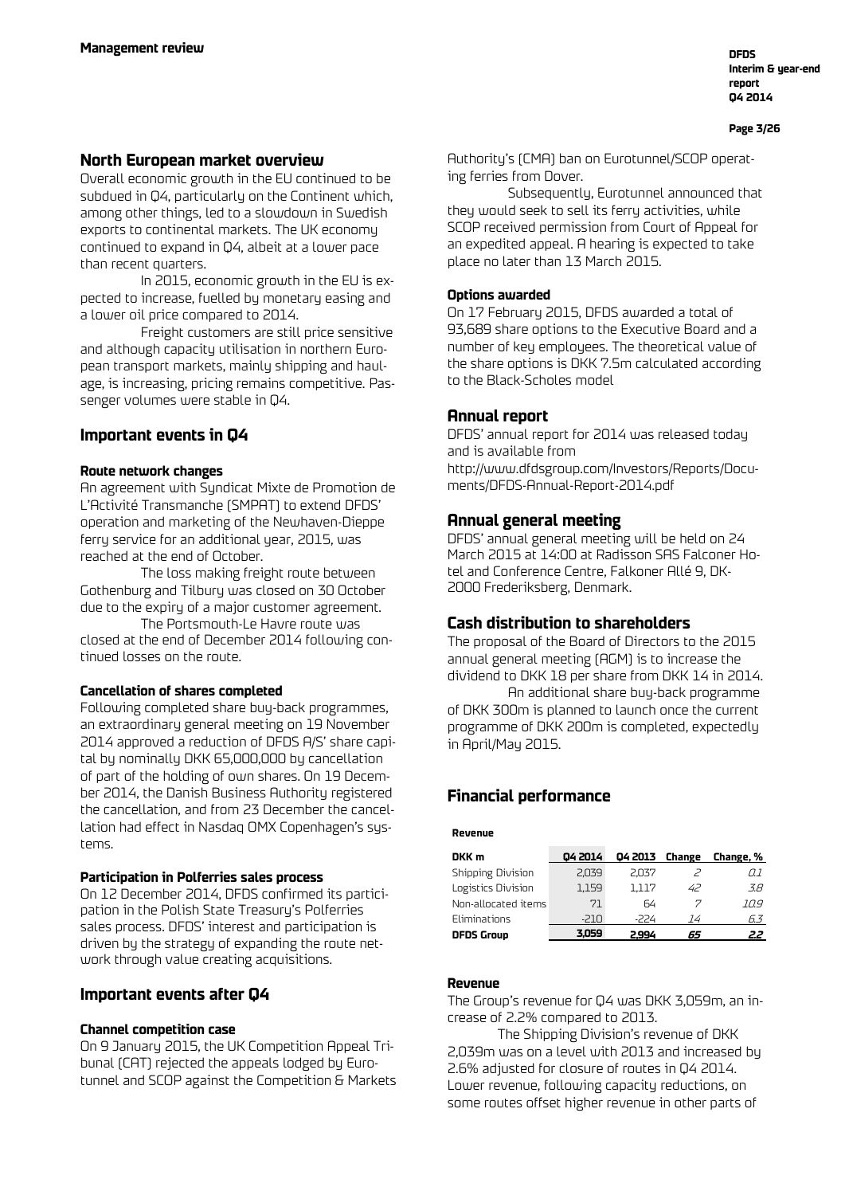## North European market overview

Overall economic growth in the EU continued to be subdued in Q4, particularly on the Continent which, among other things, led to a slowdown in Swedish exports to continental markets. The UK economy continued to expand in Q4, albeit at a lower pace than recent quarters.

In 2015, economic growth in the EU is expected to increase, fuelled by monetary easing and a lower oil price compared to 2014.

Freight customers are still price sensitive and although capacity utilisation in northern European transport markets, mainly shipping and haulage, is increasing, pricing remains competitive. Passenger volumes were stable in Q4.

## Important events in Q4

### Route network changes

An agreement with Syndicat Mixte de Promotion de L'Activité Transmanche (SMPAT) to extend DFDS' operation and marketing of the Newhaven-Dieppe ferry service for an additional year, 2015, was reached at the end of October.

The loss making freight route between Gothenburg and Tilbury was closed on 30 October due to the expiry of a major customer agreement.

The Portsmouth-Le Havre route was closed at the end of December 2014 following continued losses on the route.

### Cancellation of shares completed

Following completed share buy-back programmes, an extraordinary general meeting on 19 November 2014 approved a reduction of DFDS A/S' share capital by nominally DKK 65,000,000 by cancellation of part of the holding of own shares. On 19 December 2014, the Danish Business Authority registered the cancellation, and from 23 December the cancellation had effect in Nasdaq OMX Copenhagen's systems.

### Participation in Polferries sales process

On 12 December 2014, DFDS confirmed its participation in the Polish State Treasury's Polferries sales process. DFDS' interest and participation is driven by the strategy of expanding the route network through value creating acquisitions.

## Important events after Q4

### Channel competition case

On 9 January 2015, the UK Competition Appeal Tribunal (CAT) rejected the appeals lodged by Eurotunnel and SCOP against the Competition & Markets Authority's (CMA) ban on Eurotunnel/SCOP operating ferries from Dover.

Subsequently, Eurotunnel announced that they would seek to sell its ferry activities, while SCOP received permission from Court of Appeal for an expedited appeal. A hearing is expected to take place no later than 13 March 2015.

### Options awarded

On 17 February 2015, DFDS awarded a total of 93,689 share options to the Executive Board and a number of key employees. The theoretical value of the share options is DKK 7.5m calculated according to the Black-Scholes model

## Annual report

DFDS' annual report for 2014 was released today and is available from http://www.dfdsgroup.com/Investors/Reports/Documents/DFDS-Annual-Report-2014.pdf

## Annual general meeting

DFDS' annual general meeting will be held on 24 March 2015 at 14:00 at Radisson SAS Falconer Hotel and Conference Centre, Falkoner Allé 9, DK-2000 Frederiksberg, Denmark.

## Cash distribution to shareholders

The proposal of the Board of Directors to the 2015 annual general meeting (AGM) is to increase the dividend to DKK 18 per share from DKK 14 in 2014.

An additional share buy-back programme of DKK 300m is planned to launch once the current programme of DKK 200m is completed, expectedly in April/May 2015.

## Financial performance

**Revenue**

| DKK m | Q4 2014 | Q4 2013 | Change | Change, % |
|---|---|---|---|---|
| Shipping Division | 2,039 | 2,037 | 2 | 0.1 |
| Logistics Division | 1,159 | 1,117 | 42 | 3.8 |
| Non-allocated items | 71 | 64 | 7 | 10.9 |
| Eliminations | -210 | -224 | 14 | 6.3 |
| **DFDS Group** | **3,059** | **2,994** | **65** | **2.2** |

### Revenue

The Group's revenue for Q4 was DKK 3,059m, an increase of 2.2% compared to 2013.

The Shipping Division's revenue of DKK 2,039m was on a level with 2013 and increased by 2.6% adjusted for closure of routes in Q4 2014. Lower revenue, following capacity reductions, on some routes offset higher revenue in other parts of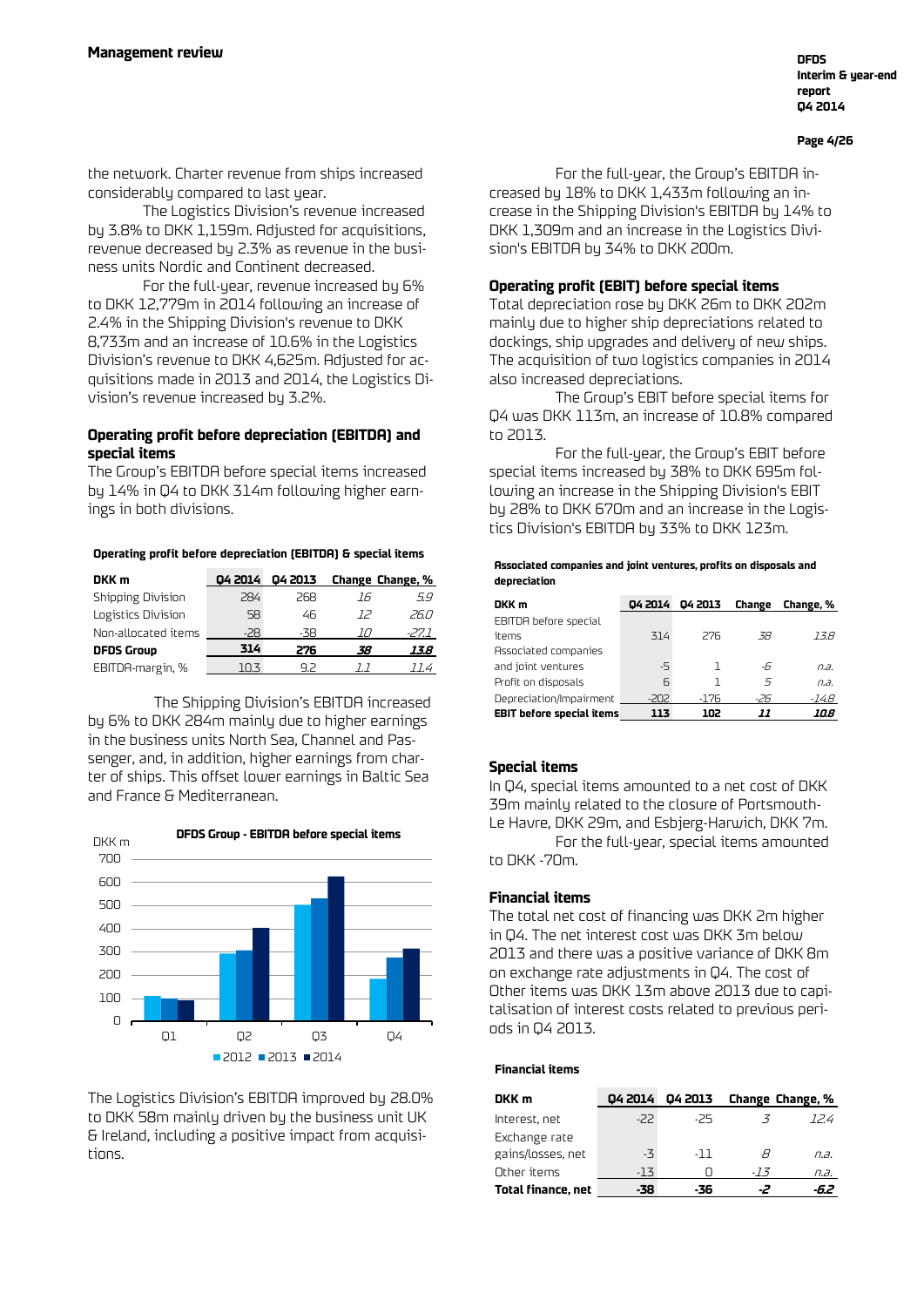**Management review**

the network. Charter revenue from ships increased considerably compared to last year.

The Logistics Division's revenue increased by 3.8% to DKK 1,159m. Adjusted for acquisitions, revenue decreased by 2.3% as revenue in the business units Nordic and Continent decreased.

For the full-year, revenue increased by 6% to DKK 12,779m in 2014 following an increase of 2.4% in the Shipping Division's revenue to DKK 8,733m and an increase of 10.6% in the Logistics Division's revenue to DKK 4,625m. Adjusted for acquisitions made in 2013 and 2014, the Logistics Division's revenue increased by 3.2%.

### Operating profit before depreciation (EBITDA) and special items

The Group's EBITDA before special items increased by 14% in Q4 to DKK 314m following higher earnings in both divisions.

**Operating profit before depreciation (EBITDA) & special items**

| DKK m | Q4 2014 | Q4 2013 | Change | Change, % |
|---|---|---|---|---|
| Shipping Division | 284 | 268 | *16* | *5.9* |
| Logistics Division | 58 | 46 | *12* | *26.0* |
| Non-allocated items | -28 | -38 | *10* | *-27.1* |
| **DFDS Group** | **314** | **276** | ***38*** | ***13.8*** |
| EBITDA-margin, % | 10.3 | 9.2 | *1.1* | *11.4* |

The Shipping Division's EBITDA increased by 6% to DKK 284m mainly due to higher earnings in the business units North Sea, Channel and Passenger, and, in addition, higher earnings from charter of ships. This offset lower earnings in Baltic Sea and France & Mediterranean.

**DFDS Group - EBITDA before special items**

| DKK m | 2012 | 2013 | 2014 |
|---|---|---|---|
| Q1 | 110 | 100 | 90 |
| Q2 | 290 | 305 | 400 |
| Q3 | 500 | 530 | 620 |
| Q4 | 180 | 276 | 314 |

The Logistics Division's EBITDA improved by 28.0% to DKK 58m mainly driven by the business unit UK & Ireland, including a positive impact from acquisitions.

For the full-year, the Group's EBITDA increased by 18% to DKK 1,433m following an increase in the Shipping Division's EBITDA by 14% to DKK 1,309m and an increase in the Logistics Division's EBITDA by 34% to DKK 200m.

### Operating profit (EBIT) before special items

Total depreciation rose by DKK 26m to DKK 202m mainly due to higher ship depreciations related to dockings, ship upgrades and delivery of new ships. The acquisition of two logistics companies in 2014 also increased depreciations.

The Group's EBIT before special items for Q4 was DKK 113m, an increase of 10.8% compared to 2013.

For the full-year, the Group's EBIT before special items increased by 38% to DKK 695m following an increase in the Shipping Division's EBIT by 28% to DKK 670m and an increase in the Logistics Division's EBITDA by 33% to DKK 123m.

**Associated companies and joint ventures, profits on disposals and depreciation**

| DKK m | Q4 2014 | Q4 2013 | Change | Change, % |
|---|---|---|---|---|
| EBITDA before special items | 314 | 276 | *38* | *13.8* |
| Associated companies and joint ventures | -5 | 1 | *-6* | *n.a.* |
| Profit on disposals | 6 | 1 | *5* | *n.a.* |
| Depreciation/Impairment | -202 | -176 | *-26* | *-14.8* |
| **EBIT before special items** | **113** | **102** | ***11*** | ***10.8*** |

### Special items

In Q4, special items amounted to a net cost of DKK 39m mainly related to the closure of Portsmouth-Le Havre, DKK 29m, and Esbjerg-Harwich, DKK 7m.

For the full-year, special items amounted to DKK -70m.

### Financial items

The total net cost of financing was DKK 2m higher in Q4. The net interest cost was DKK 3m below 2013 and there was a positive variance of DKK 8m on exchange rate adjustments in Q4. The cost of Other items was DKK 13m above 2013 due to capitalisation of interest costs related to previous periods in Q4 2013.

**Financial items**

| DKK m | Q4 2014 | Q4 2013 | Change | Change, % |
|---|---|---|---|---|
| Interest, net | -22 | -25 | *3* | *12.4* |
| Exchange rate gains/losses, net | -3 | -11 | *8* | *n.a.* |
| Other items | -13 | 0 | *-13* | *n.a.* |
| **Total finance, net** | **-38** | **-36** | ***-2*** | ***-6.2*** |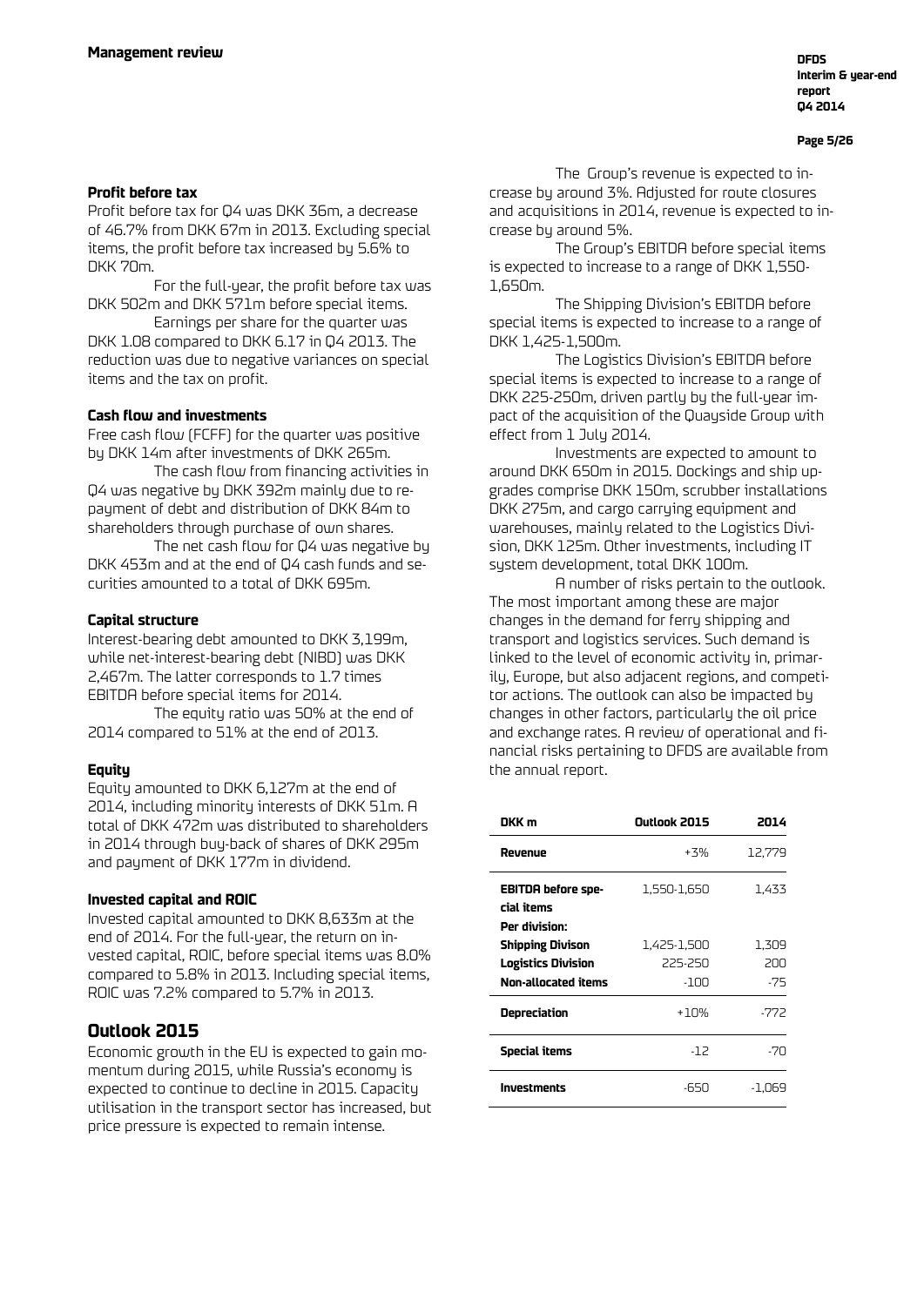#### Profit before tax

Profit before tax for Q4 was DKK 36m, a decrease of 46.7% from DKK 67m in 2013. Excluding special items, the profit before tax increased by 5.6% to DKK 70m.

For the full-year, the profit before tax was DKK 502m and DKK 571m before special items.

Earnings per share for the quarter was DKK 1.08 compared to DKK 6.17 in Q4 2013. The reduction was due to negative variances on special items and the tax on profit.

#### Cash flow and investments

Free cash flow (FCFF) for the quarter was positive by DKK 14m after investments of DKK 265m.

The cash flow from financing activities in Q4 was negative by DKK 392m mainly due to repayment of debt and distribution of DKK 84m to shareholders through purchase of own shares.

The net cash flow for Q4 was negative by DKK 453m and at the end of Q4 cash funds and securities amounted to a total of DKK 695m.

#### Capital structure

Interest-bearing debt amounted to DKK 3,199m, while net-interest-bearing debt (NIBD) was DKK 2,467m. The latter corresponds to 1.7 times EBITDA before special items for 2014.

The equity ratio was 50% at the end of 2014 compared to 51% at the end of 2013.

#### Equity

Equity amounted to DKK 6,127m at the end of 2014, including minority interests of DKK 51m. A total of DKK 472m was distributed to shareholders in 2014 through buy-back of shares of DKK 295m and payment of DKK 177m in dividend.

#### Invested capital and ROIC

Invested capital amounted to DKK 8,633m at the end of 2014. For the full-year, the return on invested capital, ROIC, before special items was 8.0% compared to 5.8% in 2013. Including special items, ROIC was 7.2% compared to 5.7% in 2013.

## Outlook 2015

Economic growth in the EU is expected to gain momentum during 2015, while Russia's economy is expected to continue to decline in 2015. Capacity utilisation in the transport sector has increased, but price pressure is expected to remain intense.

The Group's revenue is expected to increase by around 3%. Adjusted for route closures and acquisitions in 2014, revenue is expected to increase by around 5%.

The Group's EBITDA before special items is expected to increase to a range of DKK 1,550-1,650m.

The Shipping Division's EBITDA before special items is expected to increase to a range of DKK 1,425-1,500m.

The Logistics Division's EBITDA before special items is expected to increase to a range of DKK 225-250m, driven partly by the full-year impact of the acquisition of the Quayside Group with effect from 1 July 2014.

Investments are expected to amount to around DKK 650m in 2015. Dockings and ship upgrades comprise DKK 150m, scrubber installations DKK 275m, and cargo carrying equipment and warehouses, mainly related to the Logistics Division, DKK 125m. Other investments, including IT system development, total DKK 100m.

A number of risks pertain to the outlook. The most important among these are major changes in the demand for ferry shipping and transport and logistics services. Such demand is linked to the level of economic activity in, primarily, Europe, but also adjacent regions, and competitor actions. The outlook can also be impacted by changes in other factors, particularly the oil price and exchange rates. A review of operational and financial risks pertaining to DFDS are available from the annual report.

| DKK m | Outlook 2015 | 2014 |
|---|---|---|
| **Revenue** | +3% | 12,779 |
| **EBITDA before special items** | 1,550-1,650 | 1,433 |
| **Per division:** | | |
| **Shipping Divison** | 1,425-1,500 | 1,309 |
| **Logistics Division** | 225-250 | 200 |
| **Non-allocated items** | -100 | -75 |
| **Depreciation** | +10% | -772 |
| **Special items** | -12 | -70 |
| **Investments** | -650 | -1,069 |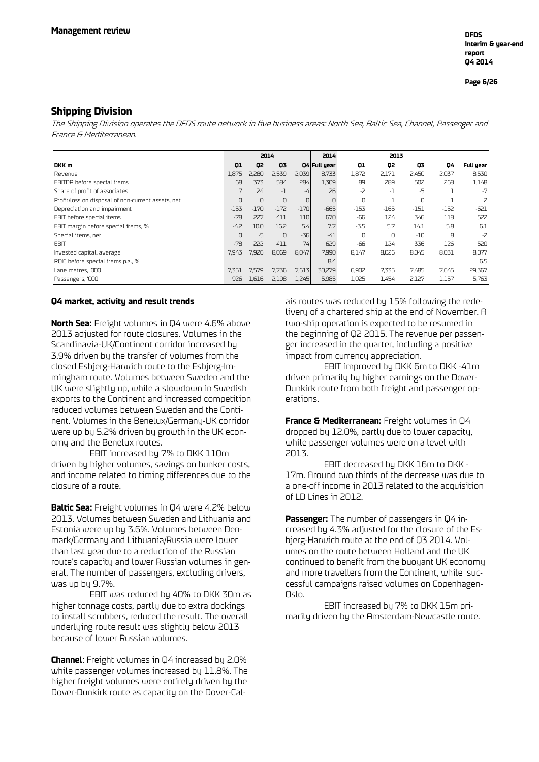## Shipping Division

*The Shipping Division operates the DFDS route network in five business areas: North Sea, Baltic Sea, Channel, Passenger and France & Mediterranean.*

| | 2014 | | | | 2014 | 2013 | | | | |
|---|---|---|---|---|---|---|---|---|---|---|
| DKK m | Q1 | Q2 | Q3 | Q4 | Full year | Q1 | Q2 | Q3 | Q4 | Full year |
| Revenue | 1,875 | 2,280 | 2,539 | 2,039 | 8,733 | 1,872 | 2,171 | 2,450 | 2,037 | 8,530 |
| EBITDA before special items | 68 | 373 | 584 | 284 | 1,309 | 89 | 289 | 502 | 268 | 1,148 |
| Share of profit of associates | 7 | 24 | -1 | -4 | 26 | -2 | -1 | -5 | 1 | -7 |
| Profit/loss on disposal of non-current assets, net | 0 | 0 | 0 | 0 | 0 | 0 | 1 | 0 | 1 | 2 |
| Depreciation and impairment | -153 | -170 | -172 | -170 | -665 | -153 | -165 | -151 | -152 | -621 |
| EBIT before special items | -78 | 227 | 411 | 110 | 670 | -66 | 124 | 346 | 118 | 522 |
| EBIT margin before special items, % | -4.2 | 10.0 | 16.2 | 5.4 | 7.7 | -3.5 | 5.7 | 14.1 | 5.8 | 6.1 |
| Special items, net | 0 | -5 | 0 | -36 | -41 | 0 | 0 | -10 | 8 | -2 |
| EBIT | -78 | 222 | 411 | 74 | 629 | -66 | 124 | 336 | 126 | 520 |
| Invested capital, average | 7,943 | 7,926 | 8,069 | 8,047 | 7,990 | 8,147 | 8,026 | 8,045 | 8,031 | 8,077 |
| ROIC before special items p.a., % | | | | | 8.4 | | | | | 6.5 |
| Lane metres, '000 | 7,351 | 7,579 | 7,736 | 7,613 | 30,279 | 6,902 | 7,335 | 7,485 | 7,645 | 29,367 |
| Passengers, '000 | 926 | 1,616 | 2,198 | 1,245 | 5,985 | 1,025 | 1,454 | 2,127 | 1,157 | 5,763 |

### Q4 market, activity and result trends

**North Sea:** Freight volumes in Q4 were 4.6% above 2013 adjusted for route closures. Volumes in the Scandinavia-UK/Continent corridor increased by 3.9% driven by the transfer of volumes from the closed Esbjerg-Harwich route to the Esbjerg-Immingham route. Volumes between Sweden and the UK were slightly up, while a slowdown in Swedish exports to the Continent and increased competition reduced volumes between Sweden and the Continent. Volumes in the Benelux/Germany-UK corridor were up by 5.2% driven by growth in the UK economy and the Benelux routes.

EBIT increased by 7% to DKK 110m driven by higher volumes, savings on bunker costs, and income related to timing differences due to the closure of a route.

**Baltic Sea:** Freight volumes in Q4 were 4.2% below 2013. Volumes between Sweden and Lithuania and Estonia were up by 3.6%. Volumes between Denmark/Germany and Lithuania/Russia were lower than last year due to a reduction of the Russian route's capacity and lower Russian volumes in general. The number of passengers, excluding drivers, was up by 9.7%.

EBIT was reduced by 40% to DKK 30m as higher tonnage costs, partly due to extra dockings to install scrubbers, reduced the result. The overall underlying route result was slightly below 2013 because of lower Russian volumes.

**Channel**: Freight volumes in Q4 increased by 2.0% while passenger volumes increased by 11.8%. The higher freight volumes were entirely driven by the Dover-Dunkirk route as capacity on the Dover-Calais routes was reduced by 15% following the redelivery of a chartered ship at the end of November. A two-ship operation is expected to be resumed in the beginning of Q2 2015. The revenue per passenger increased in the quarter, including a positive impact from currency appreciation.

EBIT improved by DKK 6m to DKK -41m driven primarily by higher earnings on the Dover-Dunkirk route from both freight and passenger operations.

**France & Mediterranean:** Freight volumes in Q4 dropped by 12.0%, partly due to lower capacity, while passenger volumes were on a level with 2013.

EBIT decreased by DKK 16m to DKK -17m. Around two thirds of the decrease was due to a one-off income in 2013 related to the acquisition of LD Lines in 2012.

**Passenger:** The number of passengers in Q4 increased by 4.3% adjusted for the closure of the Esbjerg-Harwich route at the end of Q3 2014. Volumes on the route between Holland and the UK continued to benefit from the buoyant UK economy and more travellers from the Continent, while successful campaigns raised volumes on Copenhagen-Oslo.

EBIT increased by 7% to DKK 15m primarily driven by the Amsterdam-Newcastle route.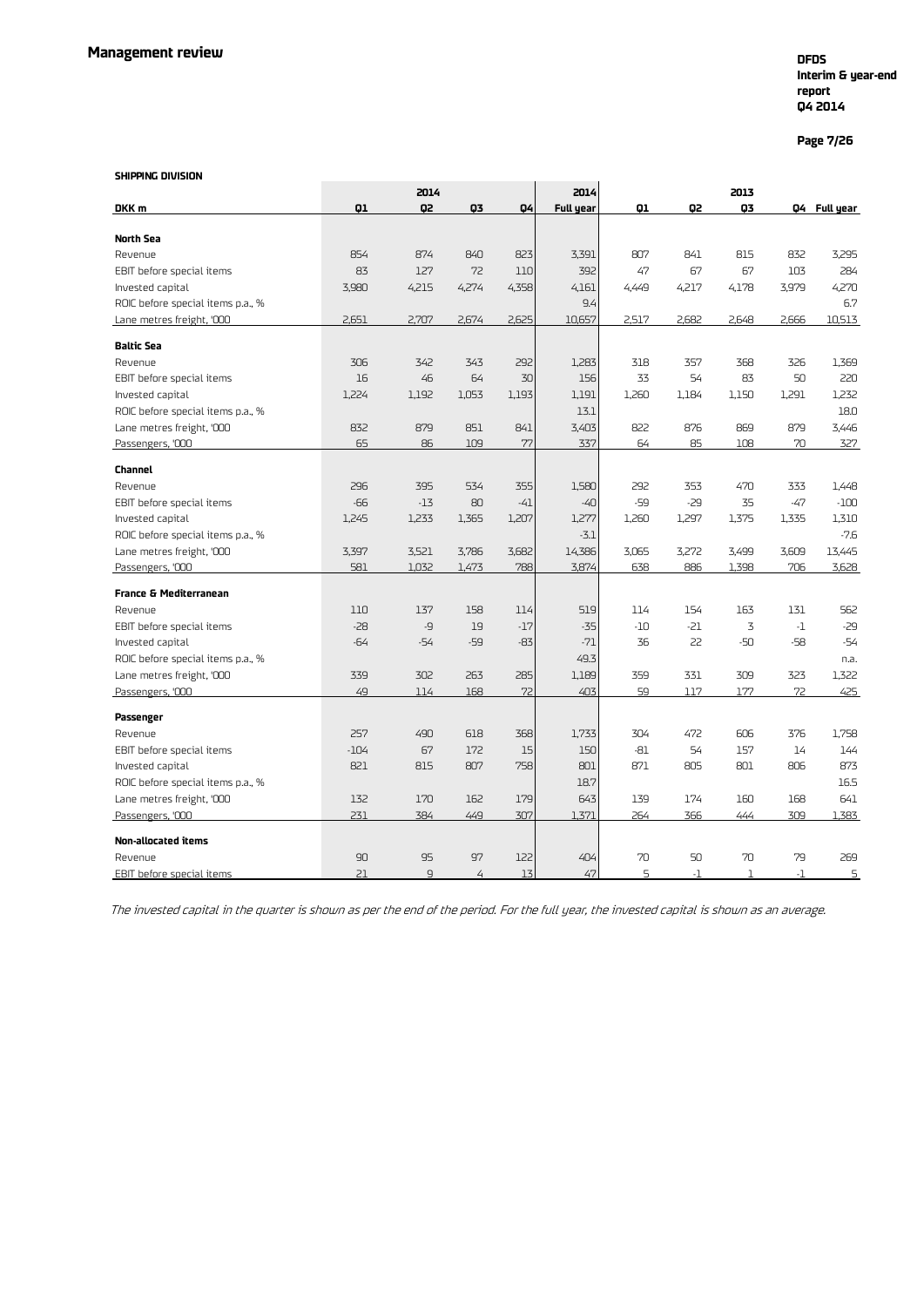## Management review

**SHIPPING DIVISION**

| DKK m | 2014 Q1 | 2014 Q2 | 2014 Q3 | 2014 Q4 | 2014 Full year | 2013 Q1 | 2013 Q2 | 2013 Q3 | 2013 Q4 | 2013 Full year |
|---|---|---|---|---|---|---|---|---|---|---|
| **North Sea** | | | | | | | | | | |
| Revenue | 854 | 874 | 840 | 823 | 3,391 | 807 | 841 | 815 | 832 | 3,295 |
| EBIT before special items | 83 | 127 | 72 | 110 | 392 | 47 | 67 | 67 | 103 | 284 |
| Invested capital | 3,980 | 4,215 | 4,274 | 4,358 | 4,161 | 4,449 | 4,217 | 4,178 | 3,979 | 4,270 |
| ROIC before special items p.a., % | | | | | 9.4 | | | | | 6.7 |
| Lane metres freight, '000 | 2,651 | 2,707 | 2,674 | 2,625 | 10,657 | 2,517 | 2,682 | 2,648 | 2,666 | 10,513 |
| **Baltic Sea** | | | | | | | | | | |
| Revenue | 306 | 342 | 343 | 292 | 1,283 | 318 | 357 | 368 | 326 | 1,369 |
| EBIT before special items | 16 | 46 | 64 | 30 | 156 | 33 | 54 | 83 | 50 | 220 |
| Invested capital | 1,224 | 1,192 | 1,053 | 1,193 | 1,191 | 1,260 | 1,184 | 1,150 | 1,291 | 1,232 |
| ROIC before special items p.a., % | | | | | 13.1 | | | | | 18.0 |
| Lane metres freight, '000 | 832 | 879 | 851 | 841 | 3,403 | 822 | 876 | 869 | 879 | 3,446 |
| Passengers, '000 | 65 | 86 | 109 | 77 | 337 | 64 | 85 | 108 | 70 | 327 |
| **Channel** | | | | | | | | | | |
| Revenue | 296 | 395 | 534 | 355 | 1,580 | 292 | 353 | 470 | 333 | 1,448 |
| EBIT before special items | -66 | -13 | 80 | -41 | -40 | -59 | -29 | 35 | -47 | -100 |
| Invested capital | 1,245 | 1,233 | 1,365 | 1,207 | 1,277 | 1,260 | 1,297 | 1,375 | 1,335 | 1,310 |
| ROIC before special items p.a., % | | | | | -3.1 | | | | | -7.6 |
| Lane metres freight, '000 | 3,397 | 3,521 | 3,786 | 3,682 | 14,386 | 3,065 | 3,272 | 3,499 | 3,609 | 13,445 |
| Passengers, '000 | 581 | 1,032 | 1,473 | 788 | 3,874 | 638 | 886 | 1,398 | 706 | 3,628 |
| **France & Mediterranean** | | | | | | | | | | |
| Revenue | 110 | 137 | 158 | 114 | 519 | 114 | 154 | 163 | 131 | 562 |
| EBIT before special items | -28 | -9 | 19 | -17 | -35 | -10 | -21 | 3 | -1 | -29 |
| Invested capital | -64 | -54 | -59 | -83 | -71 | 36 | 22 | -50 | -58 | -54 |
| ROIC before special items p.a., % | | | | | 49.3 | | | | | n.a. |
| Lane metres freight, '000 | 339 | 302 | 263 | 285 | 1,189 | 359 | 331 | 309 | 323 | 1,322 |
| Passengers, '000 | 49 | 114 | 168 | 72 | 403 | 59 | 117 | 177 | 72 | 425 |
| **Passenger** | | | | | | | | | | |
| Revenue | 257 | 490 | 618 | 368 | 1,733 | 304 | 472 | 606 | 376 | 1,758 |
| EBIT before special items | -104 | 67 | 172 | 15 | 150 | -81 | 54 | 157 | 14 | 144 |
| Invested capital | 821 | 815 | 807 | 758 | 801 | 871 | 805 | 801 | 806 | 873 |
| ROIC before special items p.a., % | | | | | 18.7 | | | | | 16.5 |
| Lane metres freight, '000 | 132 | 170 | 162 | 179 | 643 | 139 | 174 | 160 | 168 | 641 |
| Passengers, '000 | 231 | 384 | 449 | 307 | 1,371 | 264 | 366 | 444 | 309 | 1,383 |
| **Non-allocated items** | | | | | | | | | | |
| Revenue | 90 | 95 | 97 | 122 | 404 | 70 | 50 | 70 | 79 | 269 |
| EBIT before special items | 21 | 9 | 4 | 13 | 47 | 5 | -1 | 1 | -1 | 5 |

*The invested capital in the quarter is shown as per the end of the period. For the full year, the invested capital is shown as an average.*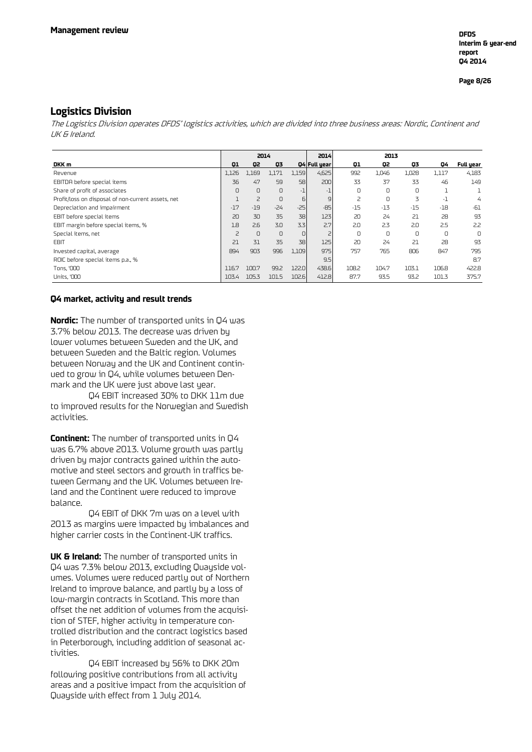## Logistics Division

*The Logistics Division operates DFDS' logistics activities, which are divided into three business areas: Nordic, Continent and UK & Ireland.*

| | 2014 | | | | 2014 | 2013 | | | | |
|---|---|---|---|---|---|---|---|---|---|---|
| **DKK m** | **Q1** | **Q2** | **Q3** | **Q4** | **Full year** | **Q1** | **Q2** | **Q3** | **Q4** | **Full year** |
| Revenue | 1,126 | 1,169 | 1,171 | 1,159 | 4,625 | 992 | 1,046 | 1,028 | 1,117 | 4,183 |
| EBITDA before special items | 36 | 47 | 59 | 58 | 200 | 33 | 37 | 33 | 46 | 149 |
| Share of profit of associates | 0 | 0 | 0 | -1 | -1 | 0 | 0 | 0 | 1 | 1 |
| Profit/loss on disposal of non-current assets, net | 1 | 2 | 0 | 6 | 9 | 2 | 0 | 3 | -1 | 4 |
| Depreciation and impairment | -17 | -19 | -24 | -25 | -85 | -15 | -13 | -15 | -18 | -61 |
| EBIT before special items | 20 | 30 | 35 | 38 | 123 | 20 | 24 | 21 | 28 | 93 |
| EBIT margin before special items, % | 1.8 | 2.6 | 3.0 | 3.3 | 2.7 | 2.0 | 2.3 | 2.0 | 2.5 | 2.2 |
| Special items, net | 2 | 0 | 0 | 0 | 2 | 0 | 0 | 0 | 0 | 0 |
| EBIT | 21 | 31 | 35 | 38 | 125 | 20 | 24 | 21 | 28 | 93 |
| Invested capital, average | 894 | 903 | 996 | 1,109 | 975 | 757 | 765 | 806 | 847 | 795 |
| ROIC before special items p.a., % | | | | | 9.5 | | | | | 8.7 |
| Tons, '000 | 116.7 | 100.7 | 99.2 | 122.0 | 438.6 | 108.2 | 104.7 | 103.1 | 106.8 | 422.8 |
| Units, '000 | 103.4 | 105.3 | 101.5 | 102.6 | 412.8 | 87.7 | 93.5 | 93.2 | 101.3 | 375.7 |

### Q4 market, activity and result trends

**Nordic:** The number of transported units in Q4 was 3.7% below 2013. The decrease was driven by lower volumes between Sweden and the UK, and between Sweden and the Baltic region. Volumes between Norway and the UK and Continent continued to grow in Q4, while volumes between Denmark and the UK were just above last year.

Q4 EBIT increased 30% to DKK 11m due to improved results for the Norwegian and Swedish activities.

**Continent:** The number of transported units in Q4 was 6.7% above 2013. Volume growth was partly driven by major contracts gained within the automotive and steel sectors and growth in traffics between Germany and the UK. Volumes between Ireland and the Continent were reduced to improve balance.

Q4 EBIT of DKK 7m was on a level with 2013 as margins were impacted by imbalances and higher carrier costs in the Continent-UK traffics.

**UK & Ireland:** The number of transported units in Q4 was 7.3% below 2013, excluding Quayside volumes. Volumes were reduced partly out of Northern Ireland to improve balance, and partly by a loss of low-margin contracts in Scotland. This more than offset the net addition of volumes from the acquisition of STEF, higher activity in temperature controlled distribution and the contract logistics based in Peterborough, including addition of seasonal activities.

Q4 EBIT increased by 56% to DKK 20m following positive contributions from all activity areas and a positive impact from the acquisition of Quayside with effect from 1 July 2014.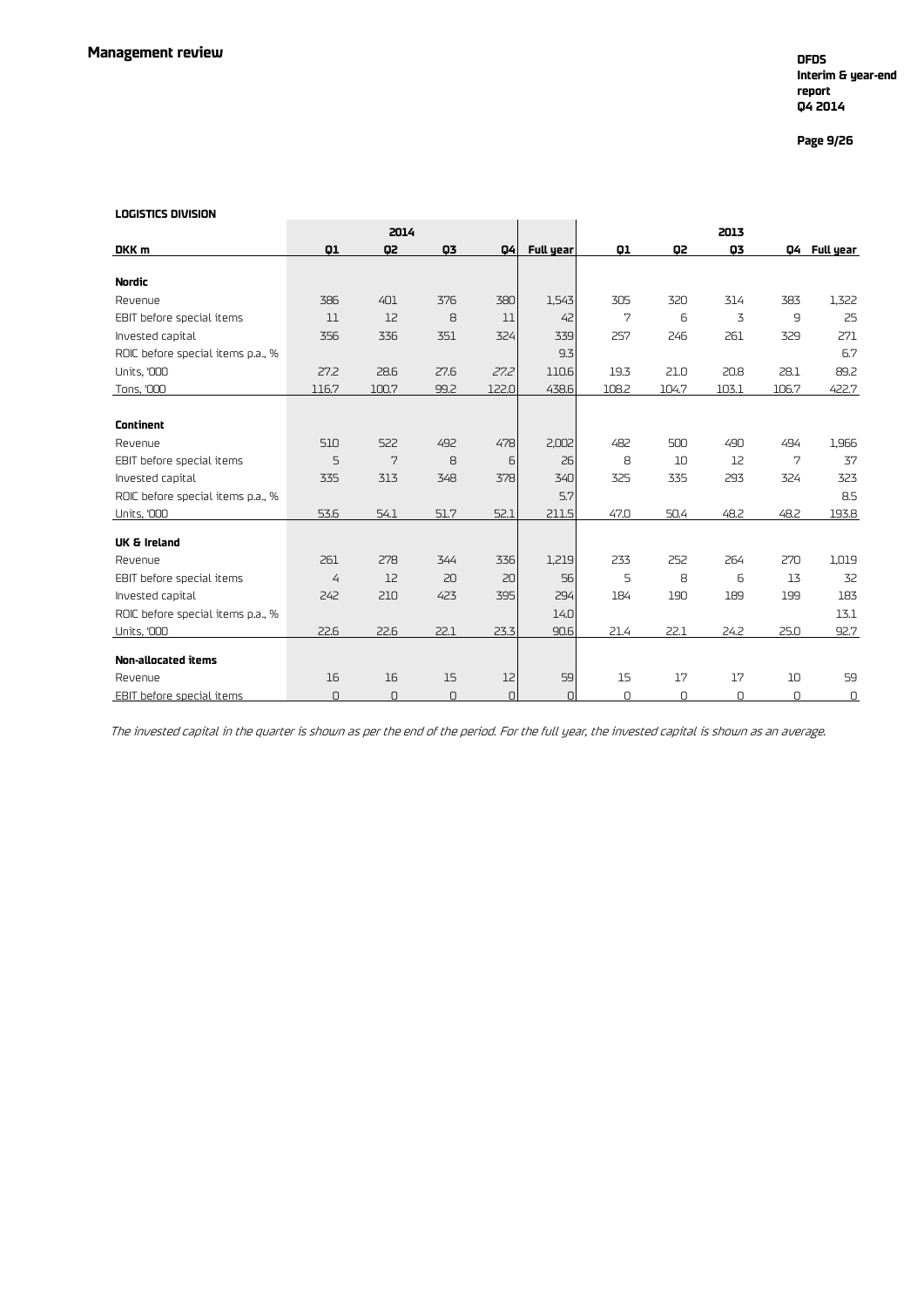## Management review

**LOGISTICS DIVISION**

| DKK m | 2014 Q1 | 2014 Q2 | 2014 Q3 | 2014 Q4 | 2014 Full year | 2013 Q1 | 2013 Q2 | 2013 Q3 | 2013 Q4 | 2013 Full year |
|---|---|---|---|---|---|---|---|---|---|---|
| **Nordic** | | | | | | | | | | |
| Revenue | 386 | 401 | 376 | 380 | 1,543 | 305 | 320 | 314 | 383 | 1,322 |
| EBIT before special items | 11 | 12 | 8 | 11 | 42 | 7 | 6 | 3 | 9 | 25 |
| Invested capital | 356 | 336 | 351 | 324 | 339 | 257 | 246 | 261 | 329 | 271 |
| ROIC before special items p.a., % | | | | | 9.3 | | | | | 6.7 |
| Units, '000 | 27.2 | 28.6 | 27.6 | 27.2 | 110.6 | 19.3 | 21.0 | 20.8 | 28.1 | 89.2 |
| Tons, '000 | 116.7 | 100.7 | 99.2 | 122.0 | 438.6 | 108.2 | 104.7 | 103.1 | 106.7 | 422.7 |
| **Continent** | | | | | | | | | | |
| Revenue | 510 | 522 | 492 | 478 | 2,002 | 482 | 500 | 490 | 494 | 1,966 |
| EBIT before special items | 5 | 7 | 8 | 6 | 26 | 8 | 10 | 12 | 7 | 37 |
| Invested capital | 335 | 313 | 348 | 378 | 340 | 325 | 335 | 293 | 324 | 323 |
| ROIC before special items p.a., % | | | | | 5.7 | | | | | 8.5 |
| Units, '000 | 53.6 | 54.1 | 51.7 | 52.1 | 211.5 | 47.0 | 50.4 | 48.2 | 48.2 | 193.8 |
| **UK & Ireland** | | | | | | | | | | |
| Revenue | 261 | 278 | 344 | 336 | 1,219 | 233 | 252 | 264 | 270 | 1,019 |
| EBIT before special items | 4 | 12 | 20 | 20 | 56 | 5 | 8 | 6 | 13 | 32 |
| Invested capital | 242 | 210 | 423 | 395 | 294 | 184 | 190 | 189 | 199 | 183 |
| ROIC before special items p.a., % | | | | | 14.0 | | | | | 13.1 |
| Units, '000 | 22.6 | 22.6 | 22.1 | 23.3 | 90.6 | 21.4 | 22.1 | 24.2 | 25.0 | 92.7 |
| **Non-allocated items** | | | | | | | | | | |
| Revenue | 16 | 16 | 15 | 12 | 59 | 15 | 17 | 17 | 10 | 59 |
| EBIT before special items | 0 | 0 | 0 | 0 | 0 | 0 | 0 | 0 | 0 | 0 |

*The invested capital in the quarter is shown as per the end of the period. For the full year, the invested capital is shown as an average.*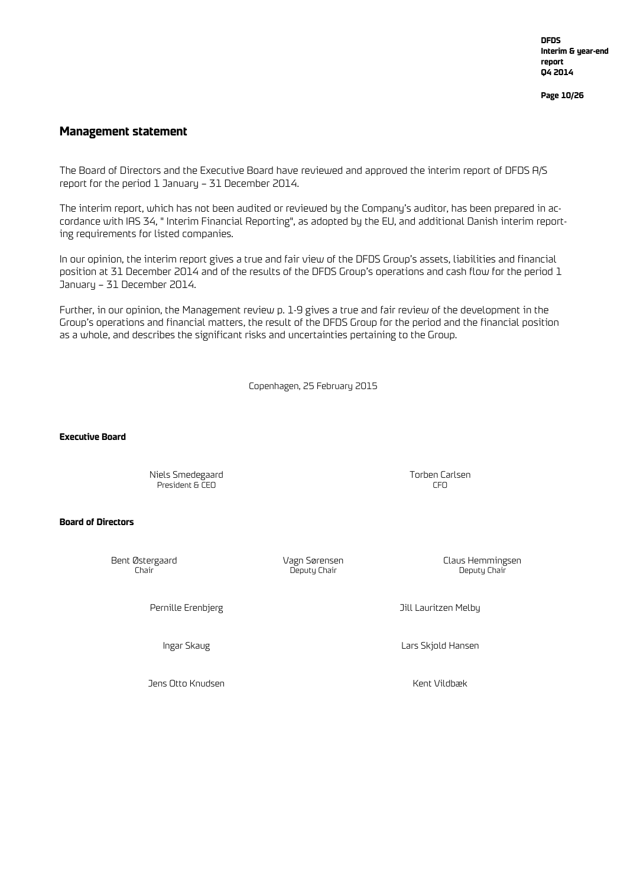## Management statement

The Board of Directors and the Executive Board have reviewed and approved the interim report of DFDS A/S report for the period 1 January – 31 December 2014.

The interim report, which has not been audited or reviewed by the Company's auditor, has been prepared in accordance with IAS 34, " Interim Financial Reporting", as adopted by the EU, and additional Danish interim reporting requirements for listed companies.

In our opinion, the interim report gives a true and fair view of the DFDS Group's assets, liabilities and financial position at 31 December 2014 and of the results of the DFDS Group's operations and cash flow for the period 1 January – 31 December 2014.

Further, in our opinion, the Management review p. 1-9 gives a true and fair review of the development in the Group's operations and financial matters, the result of the DFDS Group for the period and the financial position as a whole, and describes the significant risks and uncertainties pertaining to the Group.

Copenhagen, 25 February 2015

**Executive Board**

Niels Smedegaard
President & CEO

Torben Carlsen
CFO

**Board of Directors**

Bent Østergaard
Chair

Vagn Sørensen
Deputy Chair

Claus Hemmingsen
Deputy Chair

Pernille Erenbjerg

Jill Lauritzen Melby

Ingar Skaug

Lars Skjold Hansen

Jens Otto Knudsen

Kent Vildbæk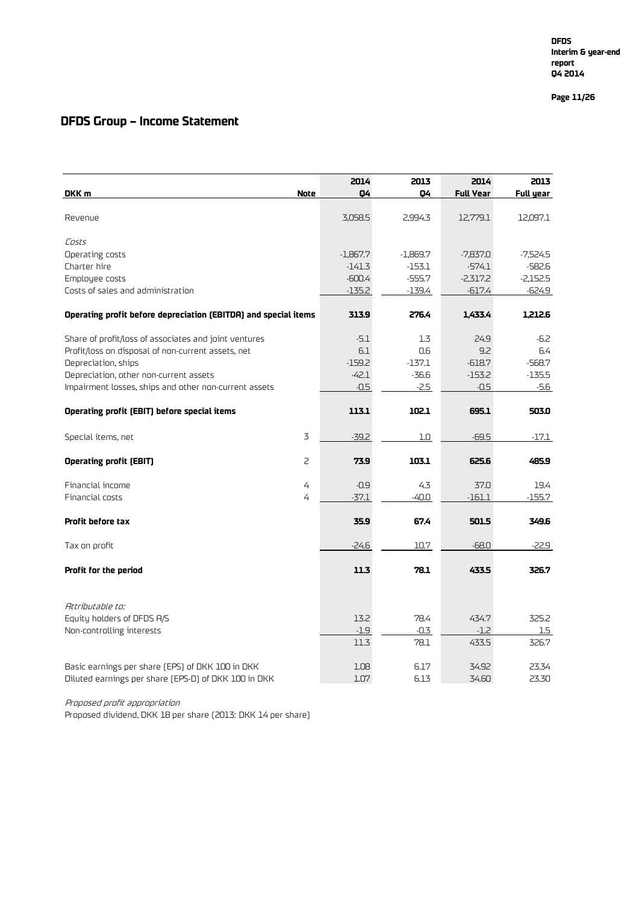## DFDS Group – Income Statement

| DKK m | Note | 2014 Q4 | 2013 Q4 | 2014 Full Year | 2013 Full year |
|---|---|---|---|---|---|
| Revenue | | 3,058.5 | 2,994.3 | 12,779.1 | 12,097.1 |
| *Costs* | | | | | |
| Operating costs | | -1,867.7 | -1,869.7 | -7,837.0 | -7,524.5 |
| Charter hire | | -141.3 | -153.1 | -574.1 | -582.6 |
| Employee costs | | -600.4 | -555.7 | -2,317.2 | -2,152.5 |
| Costs of sales and administration | | -135.2 | -139.4 | -617.4 | -624.9 |
| **Operating profit before depreciation (EBITDA) and special items** | | **313.9** | **276.4** | **1,433.4** | **1,212.6** |
| Share of profit/loss of associates and joint ventures | | -5.1 | 1.3 | 24.9 | -6.2 |
| Profit/loss on disposal of non-current assets, net | | 6.1 | 0.6 | 9.2 | 6.4 |
| Depreciation, ships | | -159.2 | -137.1 | -618.7 | -568.7 |
| Depreciation, other non-current assets | | -42.1 | -36.6 | -153.2 | -135.5 |
| Impairment losses, ships and other non-current assets | | -0.5 | -2.5 | -0.5 | -5.6 |
| **Operating profit (EBIT) before special items** | | **113.1** | **102.1** | **695.1** | **503.0** |
| Special items, net | 3 | -39.2 | 1.0 | -69.5 | -17.1 |
| **Operating profit (EBIT)** | 2 | **73.9** | **103.1** | **625.6** | **485.9** |
| Financial income | 4 | -0.9 | 4.3 | 37.0 | 19.4 |
| Financial costs | 4 | -37.1 | -40.0 | -161.1 | -155.7 |
| **Profit before tax** | | **35.9** | **67.4** | **501.5** | **349.6** |
| Tax on profit | | -24.6 | 10.7 | -68.0 | -22.9 |
| **Profit for the period** | | **11.3** | **78.1** | **433.5** | **326.7** |
| *Attributable to:* | | | | | |
| Equity holders of DFDS A/S | | 13.2 | 78.4 | 434.7 | 325.2 |
| Non-controlling interests | | -1.9 | -0.3 | -1.2 | 1.5 |
| | | 11.3 | 78.1 | 433.5 | 326.7 |
| Basic earnings per share (EPS) of DKK 100 in DKK | | 1.08 | 6.17 | 34.92 | 23.34 |
| Diluted earnings per share (EPS-D) of DKK 100 in DKK | | 1.07 | 6.13 | 34.60 | 23.30 |

*Proposed profit appropriation*

Proposed dividend, DKK 18 per share (2013: DKK 14 per share)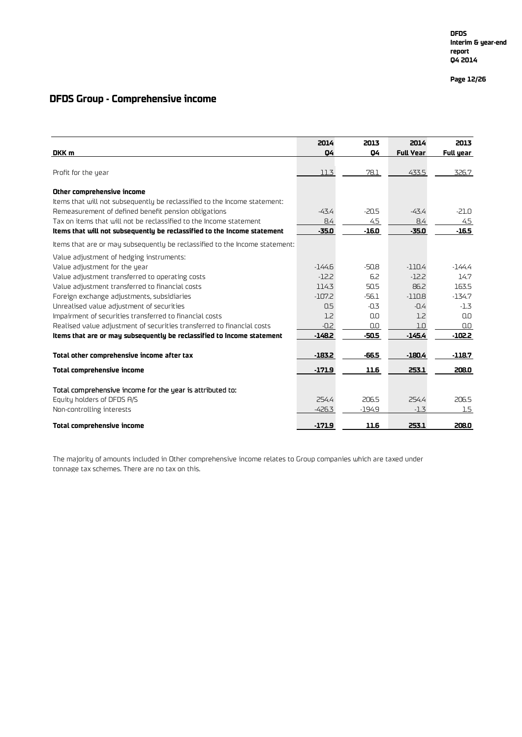## DFDS Group - Comprehensive income

| DKK m | 2014 Q4 | 2013 Q4 | 2014 Full Year | 2013 Full year |
|---|---|---|---|---|
| Profit for the year | 11.3 | 78.1 | 433.5 | 326.7 |
| **Other comprehensive income** | | | | |
| Items that will not subsequently be reclassified to the Income statement: | | | | |
| Remeasurement of defined benefit pension obligations | -43.4 | -20.5 | -43.4 | -21.0 |
| Tax on items that will not be reclassified to the Income statement | 8.4 | 4.5 | 8.4 | 4.5 |
| **Items that will not subsequently be reclassified to the Income statement** | **-35.0** | **-16.0** | **-35.0** | **-16.5** |
| Items that are or may subsequently be reclassified to the Income statement: | | | | |
| Value adjustment of hedging instruments: | | | | |
| Value adjustment for the year | -144.6 | -50.8 | -110.4 | -144.4 |
| Value adjustment transferred to operating costs | -12.2 | 6.2 | -12.2 | 14.7 |
| Value adjustment transferred to financial costs | 114.3 | 50.5 | 86.2 | 163.5 |
| Foreign exchange adjustments, subsidiaries | -107.2 | -56.1 | -110.8 | -134.7 |
| Unrealised value adjustment of securities | 0.5 | -0.3 | -0.4 | -1.3 |
| Impairment of securities transferred to financial costs | 1.2 | 0.0 | 1.2 | 0.0 |
| Realised value adjustment of securities transferred to financial costs | -0.2 | 0.0 | 1.0 | 0.0 |
| **Items that are or may subsequently be reclassified to Income statement** | **-148.2** | **-50.5** | **-145.4** | **-102.2** |
| **Total other comprehensive income after tax** | **-183.2** | **-66.5** | **-180.4** | **-118.7** |
| **Total comprehensive income** | **-171.9** | **11.6** | **253.1** | **208.0** |
| Total comprehensive income for the year is attributed to: | | | | |
| Equity holders of DFDS A/S | 254.4 | 206.5 | 254.4 | 206.5 |
| Non-controlling interests | -426.3 | -194.9 | -1.3 | 1.5 |
| **Total comprehensive income** | **-171.9** | **11.6** | **253.1** | **208.0** |

The majority of amounts included in Other comprehensive income relates to Group companies which are taxed under tonnage tax schemes. There are no tax on this.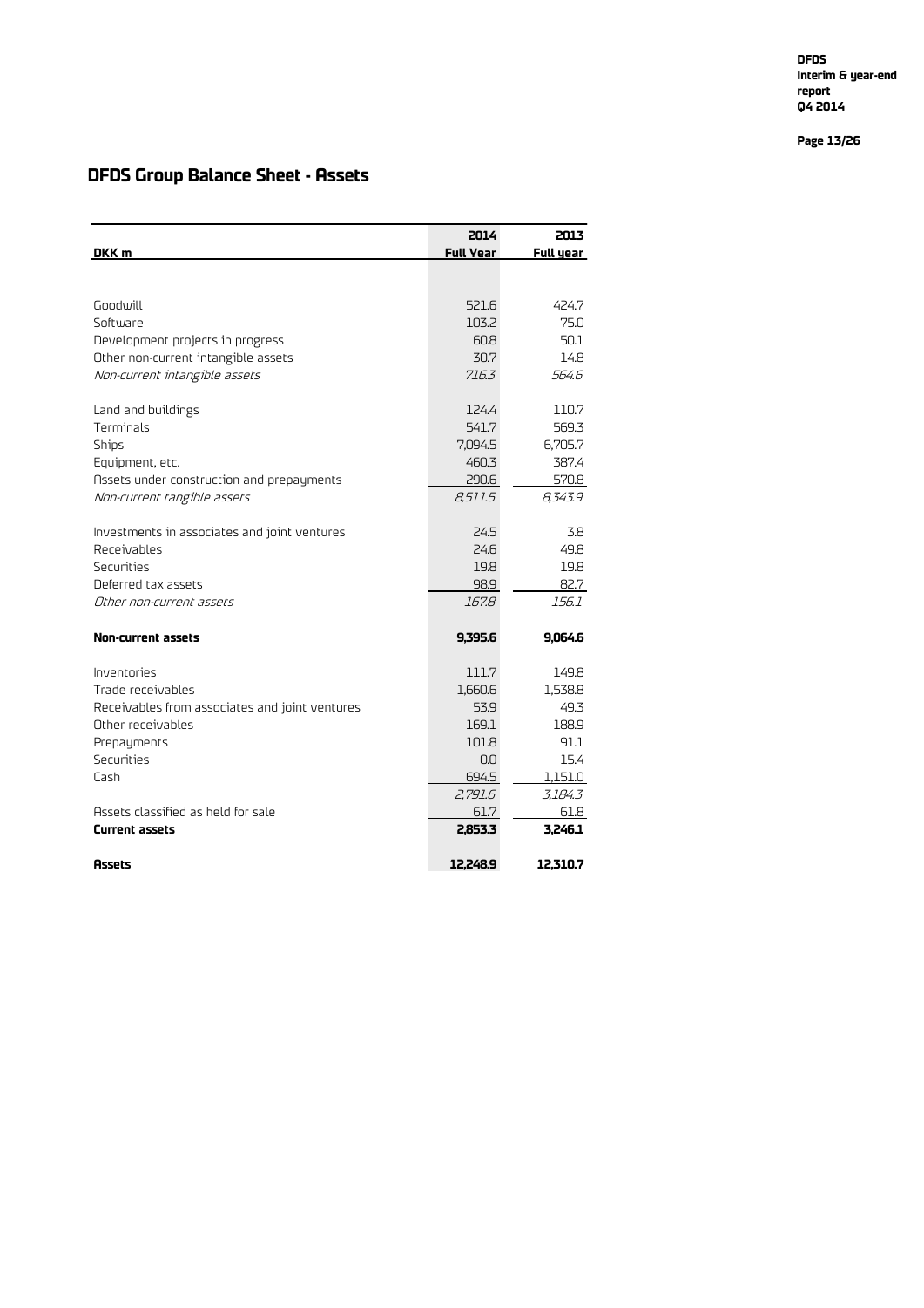## DFDS Group Balance Sheet - Assets

| DKK m | 2014 Full Year | 2013 Full year |
|---|---|---|
| | | |
| Goodwill | 521.6 | 424.7 |
| Software | 103.2 | 75.0 |
| Development projects in progress | 60.8 | 50.1 |
| Other non-current intangible assets | 30.7 | 14.8 |
| *Non-current intangible assets* | *716.3* | *564.6* |
| | | |
| Land and buildings | 124.4 | 110.7 |
| Terminals | 541.7 | 569.3 |
| Ships | 7,094.5 | 6,705.7 |
| Equipment, etc. | 460.3 | 387.4 |
| Assets under construction and prepayments | 290.6 | 570.8 |
| *Non-current tangible assets* | *8,511.5* | *8,343.9* |
| | | |
| Investments in associates and joint ventures | 24.5 | 3.8 |
| Receivables | 24.6 | 49.8 |
| Securities | 19.8 | 19.8 |
| Deferred tax assets | 98.9 | 82.7 |
| *Other non-current assets* | *167.8* | *156.1* |
| | | |
| **Non-current assets** | **9,395.6** | **9,064.6** |
| | | |
| Inventories | 111.7 | 149.8 |
| Trade receivables | 1,660.6 | 1,538.8 |
| Receivables from associates and joint ventures | 53.9 | 49.3 |
| Other receivables | 169.1 | 188.9 |
| Prepayments | 101.8 | 91.1 |
| Securities | 0.0 | 15.4 |
| Cash | 694.5 | 1,151.0 |
| | *2,791.6* | *3,184.3* |
| Assets classified as held for sale | 61.7 | 61.8 |
| **Current assets** | **2,853.3** | **3,246.1** |
| | | |
| **Assets** | **12,248.9** | **12,310.7** |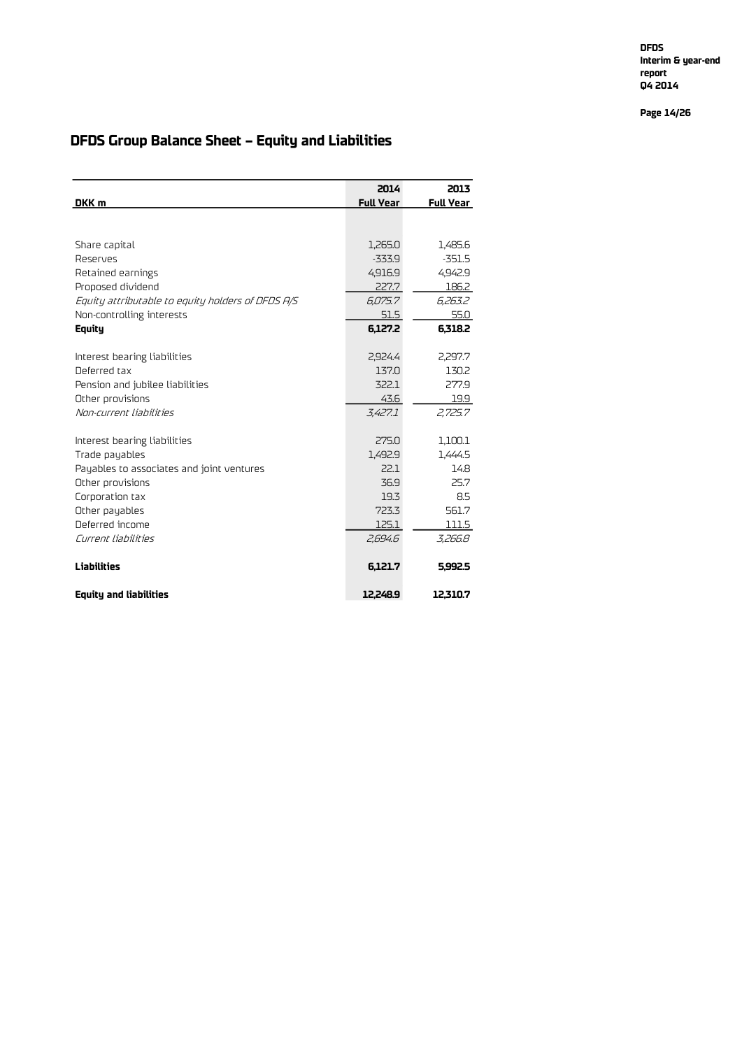# DFDS Group Balance Sheet – Equity and Liabilities

| DKK m | 2014 Full Year | 2013 Full Year |
|---|---|---|
| Share capital | 1,265.0 | 1,485.6 |
| Reserves | -333.9 | -351.5 |
| Retained earnings | 4,916.9 | 4,942.9 |
| Proposed dividend | 227.7 | 186.2 |
| *Equity attributable to equity holders of DFDS A/S* | *6,075.7* | *6,263.2* |
| Non-controlling interests | 51.5 | 55.0 |
| **Equity** | **6,127.2** | **6,318.2** |
| | | |
| Interest bearing liabilities | 2,924.4 | 2,297.7 |
| Deferred tax | 137.0 | 130.2 |
| Pension and jubilee liabilities | 322.1 | 277.9 |
| Other provisions | 43.6 | 19.9 |
| *Non-current liabilities* | *3,427.1* | *2,725.7* |
| | | |
| Interest bearing liabilities | 275.0 | 1,100.1 |
| Trade payables | 1,492.9 | 1,444.5 |
| Payables to associates and joint ventures | 22.1 | 14.8 |
| Other provisions | 36.9 | 25.7 |
| Corporation tax | 19.3 | 8.5 |
| Other payables | 723.3 | 561.7 |
| Deferred income | 125.1 | 111.5 |
| *Current liabilities* | *2,694.6* | *3,266.8* |
| | | |
| **Liabilities** | **6,121.7** | **5,992.5** |
| | | |
| **Equity and liabilities** | **12,248.9** | **12,310.7** |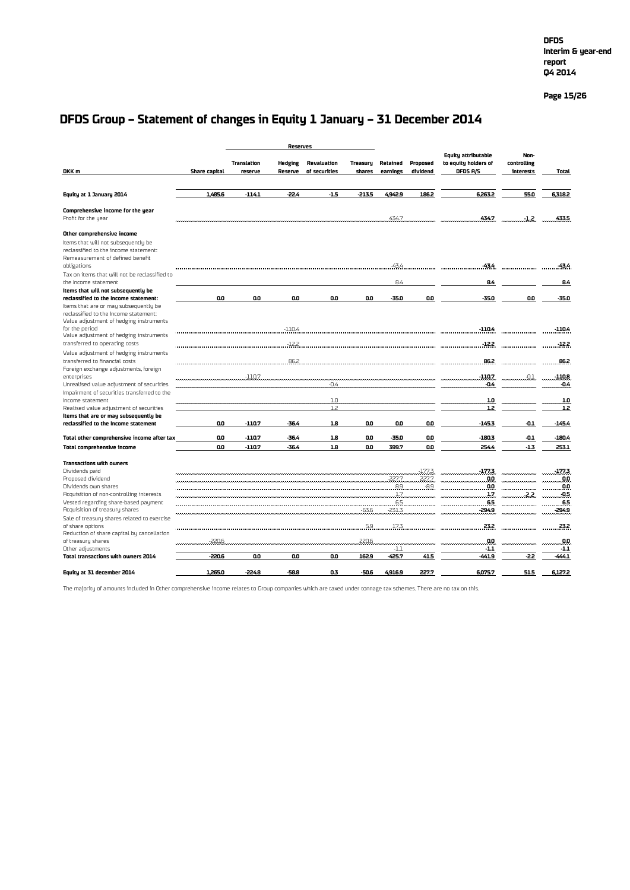## DFDS Group – Statement of changes in Equity 1 January – 31 December 2014

| DKK m | Share capital | Reserves | | | | | | Equity attributable to equity holders of DFDS A/S | Non-controlling interests | Total |
|---|---|---|---|---|---|---|---|---|---|---|
| | | Translation reserve | Hedging Reserve | Revaluation of securities | Treasury shares | Retained earnings | Proposed dividend | | | |
| **Equity at 1 January 2014** | **1,485.6** | **-114.1** | **-22.4** | **-1.5** | **-213.5** | **4,942.9** | **186.2** | **6,263.2** | **55.0** | **6,318.2** |
| **Comprehensive income for the year** | | | | | | | | | | |
| Profit for the year | | | | | | 434.7 | | **434.7** | -1.2 | **433.5** |
| **Other comprehensive income** | | | | | | | | | | |
| Items that will not subsequently be reclassified to the income statement: | | | | | | | | | | |
| Remeasurement of defined benefit obligations | | | | | | -43.4 | | **-43.4** | | **-43.4** |
| Tax on items that will not be reclassified to the income statement | | | | | | 8.4 | | **8.4** | | **8.4** |
| **Items that will not subsequently be reclassified to the income statement:** | **0.0** | **0.0** | **0.0** | **0.0** | **0.0** | **-35.0** | **0.0** | **-35.0** | **0.0** | **-35.0** |
| Items that are or may subsequently be reclassified to the income statement: | | | | | | | | | | |
| Value adjustment of hedging instruments for the period | | | -110.4 | | | | | **-110.4** | | **-110.4** |
| Value adjustment of hedging instruments transferred to operating costs | | | -12.2 | | | | | **-12.2** | | **-12.2** |
| Value adjustment of hedging instruments transferred to financial costs | | | 86.2 | | | | | **86.2** | | **86.2** |
| Foreign exchange adjustments, foreign enterprises | | -110.7 | | | | | | **-110.7** | -0.1 | **-110.8** |
| Unrealised value adjustment of securities | | | | -0.4 | | | | **-0.4** | | **-0.4** |
| Impairment of securities transferred to the income statement | | | | 1.0 | | | | **1.0** | | **1.0** |
| Realised value adjustment of securities | | | | 1.2 | | | | **1.2** | | **1.2** |
| **Items that are or may subsequently be reclassified to the income statement** | **0.0** | **-110.7** | **-36.4** | **1.8** | **0.0** | **0.0** | **0.0** | **-145.3** | **-0.1** | **-145.4** |
| **Total other comprehensive income after tax** | **0.0** | **-110.7** | **-36.4** | **1.8** | **0.0** | **-35.0** | **0.0** | **-180.3** | **-0.1** | **-180.4** |
| **Total comprehensive income** | **0.0** | **-110.7** | **-36.4** | **1.8** | **0.0** | **399.7** | **0.0** | **254.4** | **-1.3** | **253.1** |
| **Transactions with owners** | | | | | | | | | | |
| Dividends paid | | | | | | | -177.3 | **-177.3** | | **-177.3** |
| Proposed dividend | | | | | | -227.7 | 227.7 | **0.0** | | **0.0** |
| Dividends own shares | | | | | | 8.9 | -8.9 | **0.0** | | **0.0** |
| Acquisition of non-controlling interests | | | | | | 1.7 | | **1.7** | -2.2 | **-0.5** |
| Vested regarding share-based payment | | | | | | 6.5 | | **6.5** | | **6.5** |
| Acquisition of treasury shares | | | | | -63.6 | -231.3 | | **-294.9** | | **-294.9** |
| Sale of treasury shares related to exercise of share options | | | | | 5.9 | 17.3 | | **23.2** | | **23.2** |
| Reduction of share capital by cancellation of treasury shares | -220.6 | | | | 220.6 | | | **0.0** | | **0.0** |
| Other adjustments | | | | | | -1.1 | | **-1.1** | | **-1.1** |
| **Total transactions with owners 2014** | **-220.6** | **0.0** | **0.0** | **0.0** | **162.9** | **-425.7** | **41.5** | **-441.9** | **-2.2** | **-444.1** |
| **Equity at 31 december 2014** | **1,265.0** | **-224.8** | **-58.8** | **0.3** | **-50.6** | **4,916.9** | **227.7** | **6,075.7** | **51.5** | **6,127.2** |

The majority of amounts included in Other comprehensive income relates to Group companies which are taxed under tonnage tax schemes. There are no tax on this.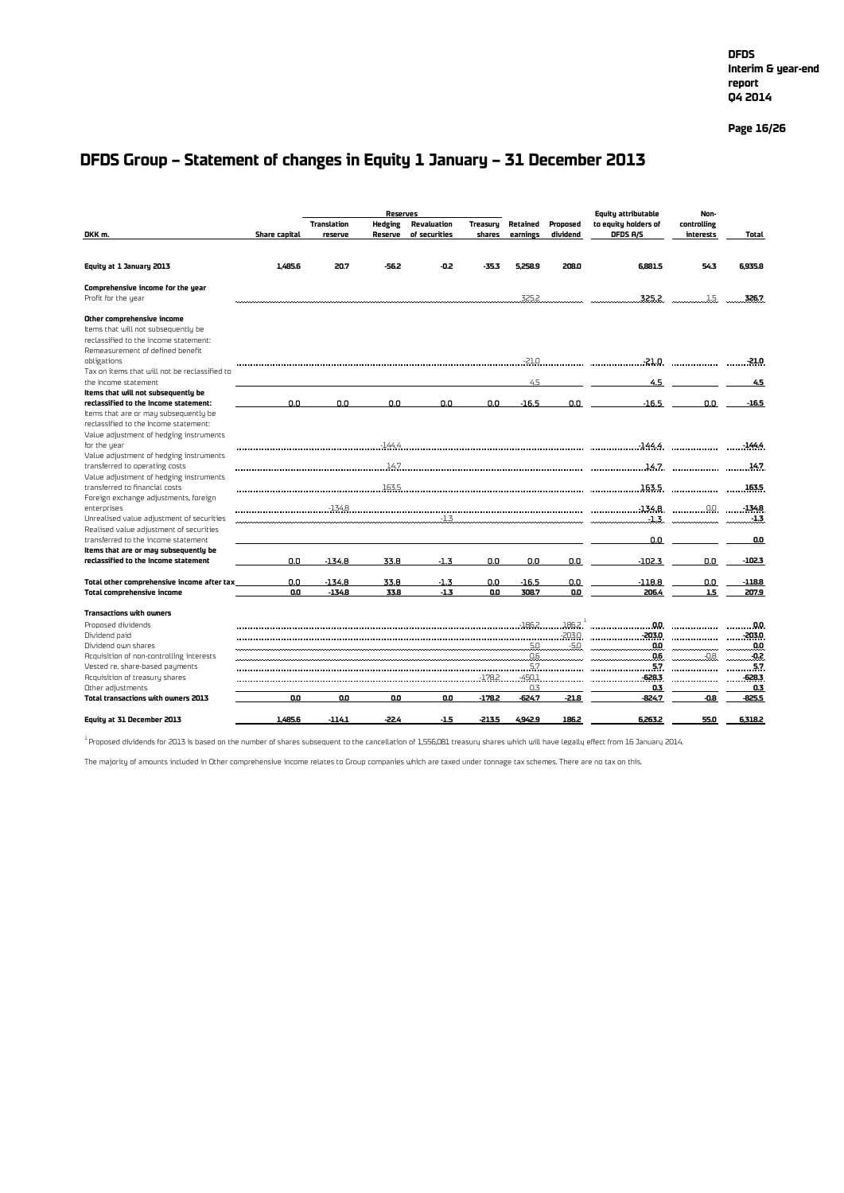# DFDS Group – Statement of changes in Equity 1 January – 31 December 2013

| DKK m. | Share capital | Reserves | | | Treasury shares | Retained earnings | Proposed dividend | Equity attributable to equity holders of DFDS A/S | Non-controlling interests | Total |
|---|---|---|---|---|---|---|---|---|---|---|
| | | Translation reserve | Hedging Reserve | Revaluation of securities | | | | | | |
| **Equity at 1 January 2013** | **1,485.6** | **20.7** | **-56.2** | **-0.2** | **-35.3** | **5,258.9** | **208.0** | **6,881.5** | **54.3** | **6,935.8** |
| **Comprehensive income for the year** | | | | | | | | | | |
| Profit for the year | | | | | | 325.2 | | 325.2 | 1.5 | 326.7 |
| **Other comprehensive income** | | | | | | | | | | |
| Items that will not subsequently be reclassified to the income statement: | | | | | | | | | | |
| Remeasurement of defined benefit obligations | | | | | | -21.0 | | -21.0 | | -21.0 |
| Tax on items that will not be reclassified to the Income statement | | | | | | 4.5 | | 4.5 | | 4.5 |
| **Items that will not subsequently be reclassified to the Income statement:** | 0.0 | 0.0 | 0.0 | 0.0 | 0.0 | -16.5 | 0.0 | -16.5 | 0.0 | -16.5 |
| Items that are or may subsequently be reclassified to the income statement: | | | | | | | | | | |
| Value adjustment of hedging instruments for the year | | | -144.4 | | | | | -144.4 | | -144.4 |
| Value adjustment of hedging instruments transferred to operating costs | | | 14.7 | | | | | 14.7 | | 14.7 |
| Value adjustment of hedging instruments transferred to financial costs | | | 163.5 | | | | | 163.5 | | 163.5 |
| Foreign exchange adjustments, foreign enterprises | | -134.8 | | | | | | -134.8 | 0.0 | -134.8 |
| Unrealised value adjustment of securities | | | | -1.3 | | | | -1.3 | | -1.3 |
| Realised value adjustment of securities transferred to the income statement | | | | | | | | 0.0 | | 0.0 |
| **Items that are or may subsequently be reclassified to the Income statement** | 0.0 | -134.8 | 33.8 | -1.3 | 0.0 | 0.0 | 0.0 | -102.3 | 0.0 | -102.3 |
| **Total other comprehensive income after tax** | 0.0 | -134.8 | 33.8 | -1.3 | 0.0 | -16.5 | 0.0 | -118.8 | 0.0 | -118.8 |
| **Total comprehensive income** | **0.0** | **-134.8** | **33.8** | **-1.3** | **0.0** | **308.7** | **0.0** | **206.4** | **1.5** | **207.9** |
| **Transactions with owners** | | | | | | | | | | |
| Proposed dividends | | | | | | -186.2 | 186.2 [1] | 0.0 | | 0.0 |
| Dividend paid | | | | | | | -203.0 | -203.0 | | -203.0 |
| Dividend own shares | | | | | | 5.0 | -5.0 | 0.0 | | 0.0 |
| Acquisition of non-controlling interests | | | | | | 0.6 | | 0.6 | -0.8 | -0.2 |
| Vested re. share-based payments | | | | | | 5.7 | | 5.7 | | 5.7 |
| Acquisition of treasury shares | | | | | -178.2 | -450.1 | | -628.3 | | -628.3 |
| Other adjustments | | | | | | 0.3 | | 0.3 | | 0.3 |
| **Total transactions with owners 2013** | 0.0 | 0.0 | 0.0 | 0.0 | -178.2 | -624.7 | -21.8 | -824.7 | -0.8 | -825.5 |
| **Equity at 31 December 2013** | **1,485.6** | **-114.1** | **-22.4** | **-1.5** | **-213.5** | **4,942.9** | **186.2** | **6,263.2** | **55.0** | **6,318.2** |

[1] Proposed dividends for 2013 is based on the number of shares subsequent to the cancellation of 1,556,081 treasury shares which will have legally effect from 16 January 2014.

The majority of amounts included in Other comprehensive income relates to Group companies which are taxed under tonnage tax schemes. There are no tax on this.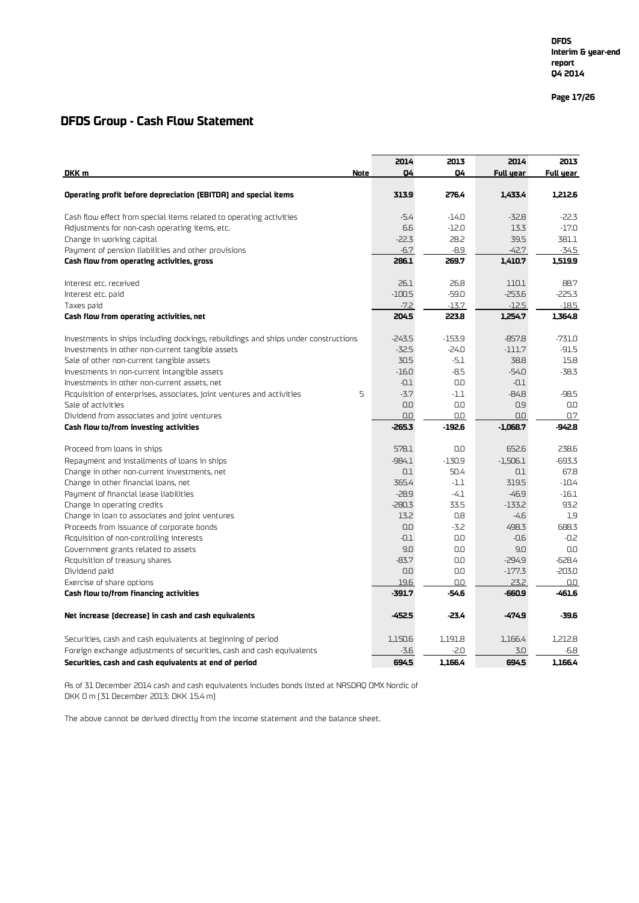# DFDS Group - Cash Flow Statement

| DKK m | Note | 2014 Q4 | 2013 Q4 | 2014 Full year | 2013 Full year |
|---|---|---|---|---|---|
| **Operating profit before depreciation (EBITDA) and special items** | | **313.9** | **276.4** | **1,433.4** | **1,212.6** |
| Cash flow effect from special items related to operating activities | | -5.4 | -14.0 | -32.8 | -22.3 |
| Adjustments for non-cash operating items, etc. | | 6.6 | -12.0 | 13.3 | -17.0 |
| Change in working capital | | -22.3 | 28.2 | 39.5 | 381.1 |
| Payment of pension liabilities and other provisions | | -6.7 | -8.9 | -42.7 | -34.5 |
| **Cash flow from operating activities, gross** | | **286.1** | **269.7** | **1,410.7** | **1,519.9** |
| Interest etc. received | | 26.1 | 26.8 | 110.1 | 88.7 |
| Interest etc. paid | | -100.5 | -59.0 | -253.6 | -225.3 |
| Taxes paid | | -7.2 | -13.7 | -12.5 | -18.5 |
| **Cash flow from operating activities, net** | | **204.5** | **223.8** | **1,254.7** | **1,364.8** |
| Investments in ships including dockings, rebuildings and ships under constructions | | -243.5 | -153.9 | -857.8 | -731.0 |
| Investments in other non-current tangible assets | | -32.5 | -24.0 | -111.7 | -91.5 |
| Sale of other non-current tangible assets | | 30.5 | -5.1 | 38.8 | 15.8 |
| Investments in non-current intangible assets | | -16.0 | -8.5 | -54.0 | -38.3 |
| Investments in other non-current assets, net | | -0.1 | 0.0 | -0.1 | |
| Acquisition of enterprises, associates, joint ventures and activities | 5 | -3.7 | -1.1 | -84.8 | -98.5 |
| Sale of activities | | 0.0 | 0.0 | 0.9 | 0.0 |
| Dividend from associates and joint ventures | | 0.0 | 0.0 | 0.0 | 0.7 |
| **Cash flow to/from investing activities** | | **-265.3** | **-192.6** | **-1,068.7** | **-942.8** |
| Proceed from loans in ships | | 578.1 | 0.0 | 652.6 | 238.6 |
| Repayment and installments of loans in ships | | -984.1 | -130.9 | -1,506.1 | -693.3 |
| Change in other non-current investments, net | | 0.1 | 50.4 | 0.1 | 67.8 |
| Change in other financial loans, net | | 365.4 | -1.1 | 319.5 | -10.4 |
| Payment of financial lease liabilities | | -28.9 | -4.1 | -46.9 | -16.1 |
| Change in operating credits | | -280.3 | 33.5 | -133.2 | 93.2 |
| Change in loan to associates and joint ventures | | 13.2 | 0.8 | -4.6 | 1.9 |
| Proceeds from issuance of corporate bonds | | 0.0 | -3.2 | 498.3 | 688.3 |
| Acquisition of non-controlling interests | | -0.1 | 0.0 | -0.6 | -0.2 |
| Government grants related to assets | | 9.0 | 0.0 | 9.0 | 0.0 |
| Acquisition of treasury shares | | -83.7 | 0.0 | -294.9 | -628.4 |
| Dividend paid | | 0.0 | 0.0 | -177.3 | -203.0 |
| Exercise of share options | | 19.6 | 0.0 | 23.2 | 0.0 |
| **Cash flow to/from financing activities** | | **-391.7** | **-54.6** | **-660.9** | **-461.6** |
| **Net increase (decrease) in cash and cash equivalents** | | **-452.5** | **-23.4** | **-474.9** | **-39.6** |
| Securities, cash and cash equivalents at beginning of period | | 1,150.6 | 1,191.8 | 1,166.4 | 1,212.8 |
| Foreign exchange adjustments of securities, cash and cash equivalents | | -3.6 | -2.0 | 3.0 | -6.8 |
| **Securities, cash and cash equivalents at end of period** | | **694.5** | **1,166.4** | **694.5** | **1,166.4** |

As of 31 December 2014 cash and cash equivalents includes bonds listed at NASDAQ OMX Nordic of DKK 0 m (31 December 2013: DKK 15.4 m)

The above cannot be derived directly from the income statement and the balance sheet.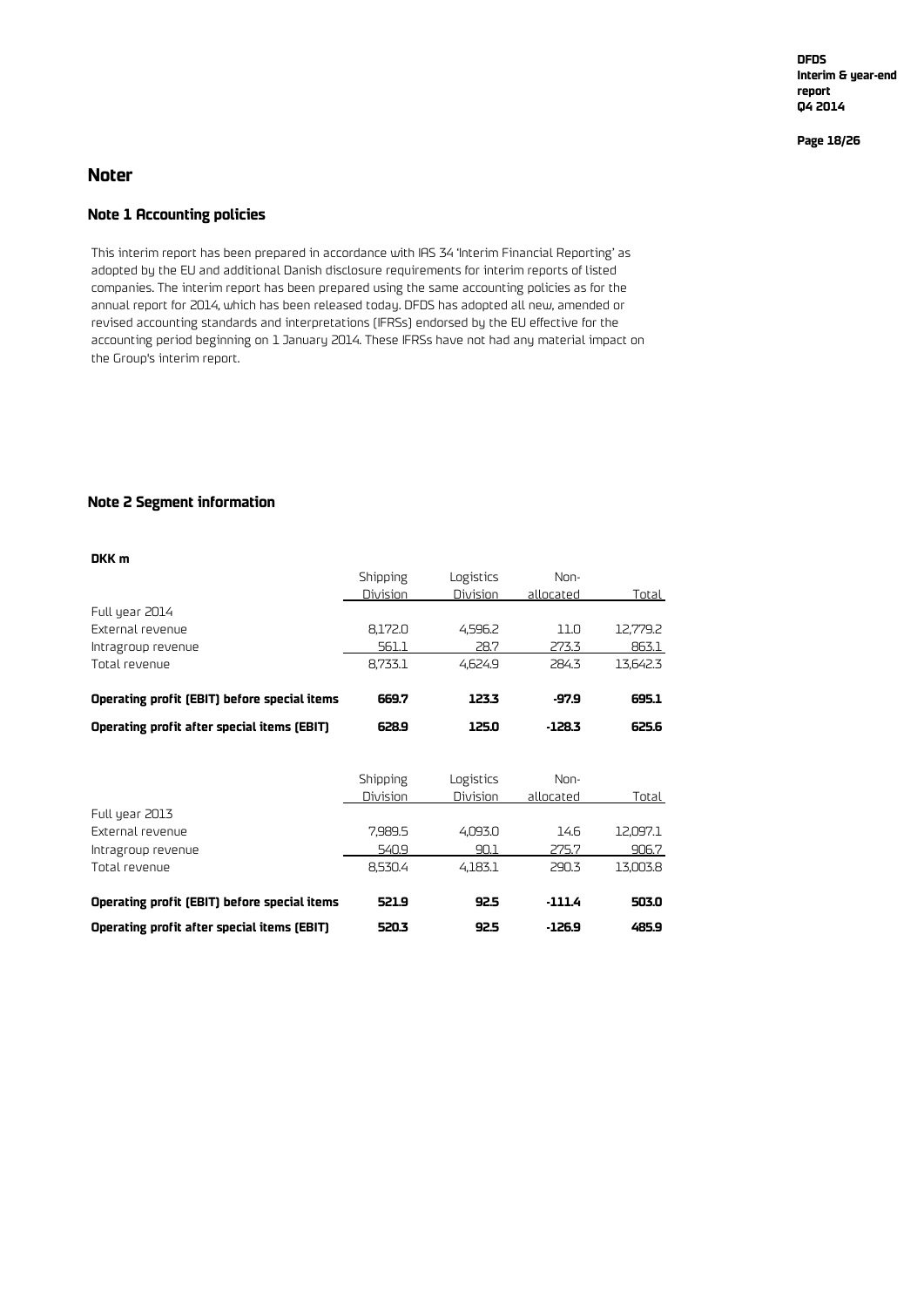# Noter

## Note 1 Accounting policies

This interim report has been prepared in accordance with IAS 34 'Interim Financial Reporting' as adopted by the EU and additional Danish disclosure requirements for interim reports of listed companies. The interim report has been prepared using the same accounting policies as for the annual report for 2014, which has been released today. DFDS has adopted all new, amended or revised accounting standards and interpretations (IFRSs) endorsed by the EU effective for the accounting period beginning on 1 January 2014. These IFRSs have not had any material impact on the Group's interim report.

## Note 2 Segment information

**DKK m**

| | Shipping Division | Logistics Division | Non-allocated | Total |
|---|---|---|---|---|
| Full year 2014 | | | | |
| External revenue | 8,172.0 | 4,596.2 | 11.0 | 12,779.2 |
| Intragroup revenue | 561.1 | 28.7 | 273.3 | 863.1 |
| Total revenue | 8,733.1 | 4,624.9 | 284.3 | 13,642.3 |
| **Operating profit (EBIT) before special items** | **669.7** | **123.3** | **-97.9** | **695.1** |
| **Operating profit after special items (EBIT)** | **628.9** | **125.0** | **-128.3** | **625.6** |

| | Shipping Division | Logistics Division | Non-allocated | Total |
|---|---|---|---|---|
| Full year 2013 | | | | |
| External revenue | 7,989.5 | 4,093.0 | 14.6 | 12,097.1 |
| Intragroup revenue | 540.9 | 90.1 | 275.7 | 906.7 |
| Total revenue | 8,530.4 | 4,183.1 | 290.3 | 13,003.8 |
| **Operating profit (EBIT) before special items** | **521.9** | **92.5** | **-111.4** | **503.0** |
| **Operating profit after special items (EBIT)** | **520.3** | **92.5** | **-126.9** | **485.9** |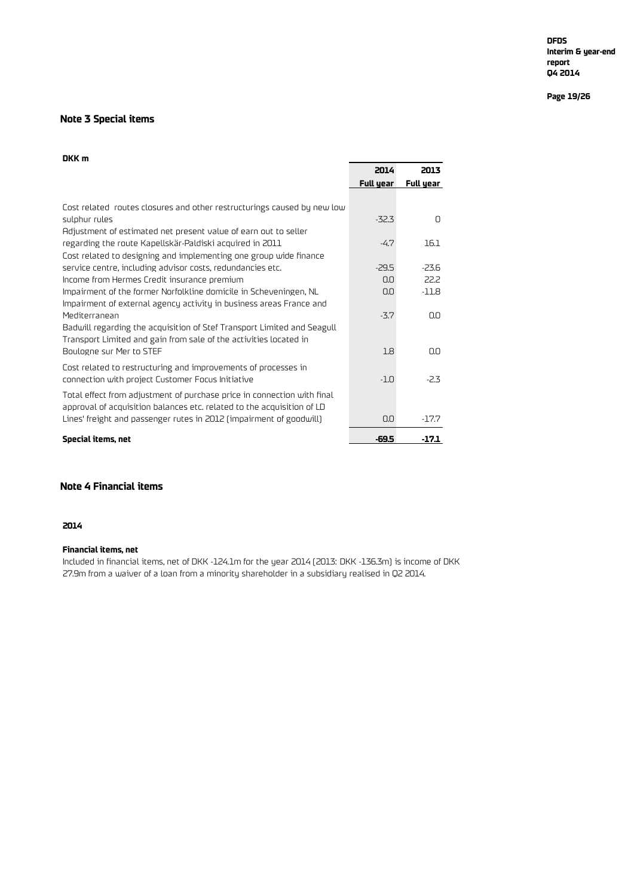## Note 3 Special items

| DKK m | 2014 Full year | 2013 Full year |
| --- | --- | --- |
| Cost related routes closures and other restructurings caused by new low sulphur rules | -32.3 | 0 |
| Adjustment of estimated net present value of earn out to seller regarding the route Kapellskär-Paldiski acquired in 2011 | -4.7 | 16.1 |
| Cost related to designing and implementing one group wide finance service centre, including advisor costs, redundancies etc. | -29.5 | -23.6 |
| Income from Hermes Credit insurance premium | 0.0 | 22.2 |
| Impairment of the former Norfolkline domicile in Scheveningen, NL | 0.0 | -11.8 |
| Impairment of external agency activity in business areas France and Mediterranean | -3.7 | 0.0 |
| Badwill regarding the acquisition of Stef Transport Limited and Seagull Transport Limited and gain from sale of the activities located in Boulogne sur Mer to STEF | 1.8 | 0.0 |
| Cost related to restructuring and improvements of processes in connection with project Customer Focus Initiative | -1.0 | -2.3 |
| Total effect from adjustment of purchase price in connection with final approval of acquisition balances etc. related to the acquisition of LD Lines' freight and passenger rutes in 2012 (impairment of goodwill) | 0.0 | -17.7 |
| **Special items, net** | **-69.5** | **-17.1** |

## Note 4 Financial items

**2014**

**Financial items, net**

Included in financial items, net of DKK -124.1m for the year 2014 (2013: DKK -136.3m) is income of DKK 27.9m from a waiver of a loan from a minority shareholder in a subsidiary realised in Q2 2014.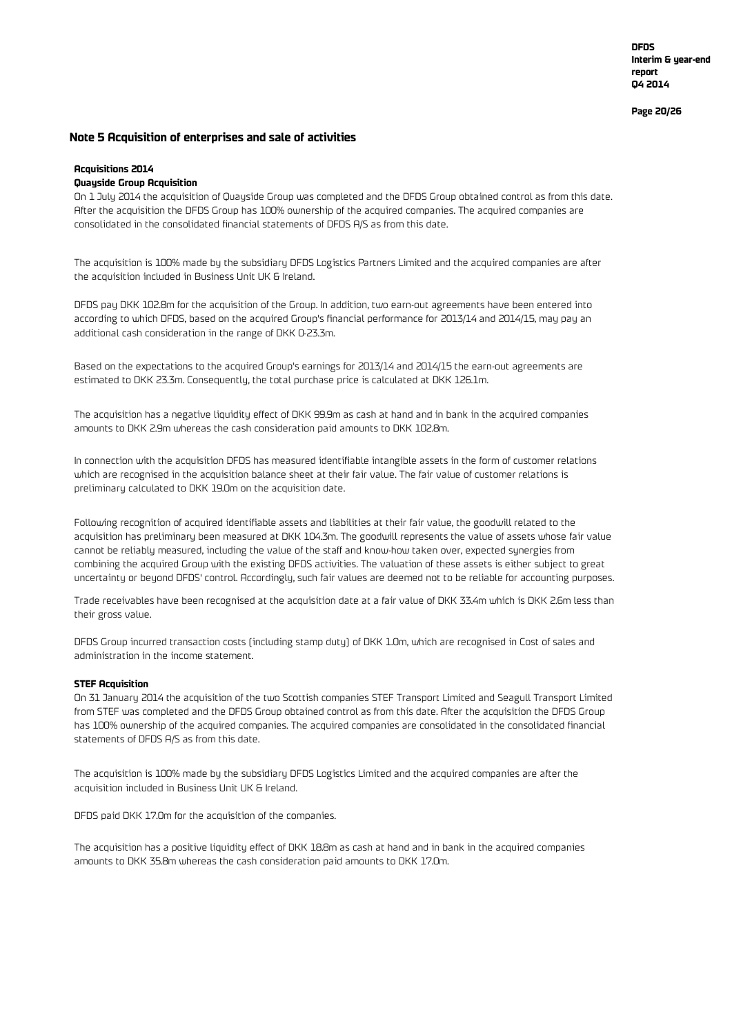## Note 5 Acquisition of enterprises and sale of activities

**Acquisitions 2014**

**Quayside Group Acquisition**

On 1 July 2014 the acquisition of Quayside Group was completed and the DFDS Group obtained control as from this date. After the acquisition the DFDS Group has 100% ownership of the acquired companies. The acquired companies are consolidated in the consolidated financial statements of DFDS A/S as from this date.

The acquisition is 100% made by the subsidiary DFDS Logistics Partners Limited and the acquired companies are after the acquisition included in Business Unit UK & Ireland.

DFDS pay DKK 102.8m for the acquisition of the Group. In addition, two earn-out agreements have been entered into according to which DFDS, based on the acquired Group's financial performance for 2013/14 and 2014/15, may pay an additional cash consideration in the range of DKK 0-23.3m.

Based on the expectations to the acquired Group's earnings for 2013/14 and 2014/15 the earn-out agreements are estimated to DKK 23.3m. Consequently, the total purchase price is calculated at DKK 126.1m.

The acquisition has a negative liquidity effect of DKK 99.9m as cash at hand and in bank in the acquired companies amounts to DKK 2.9m whereas the cash consideration paid amounts to DKK 102.8m.

In connection with the acquisition DFDS has measured identifiable intangible assets in the form of customer relations which are recognised in the acquisition balance sheet at their fair value. The fair value of customer relations is preliminary calculated to DKK 19.0m on the acquisition date.

Following recognition of acquired identifiable assets and liabilities at their fair value, the goodwill related to the acquisition has preliminary been measured at DKK 104.3m. The goodwill represents the value of assets whose fair value cannot be reliably measured, including the value of the staff and know-how taken over, expected synergies from combining the acquired Group with the existing DFDS activities. The valuation of these assets is either subject to great uncertainty or beyond DFDS' control. Accordingly, such fair values are deemed not to be reliable for accounting purposes.

Trade receivables have been recognised at the acquisition date at a fair value of DKK 33.4m which is DKK 2.6m less than their gross value.

DFDS Group incurred transaction costs (including stamp duty) of DKK 1.0m, which are recognised in Cost of sales and administration in the income statement.

**STEF Acquisition**

On 31 January 2014 the acquisition of the two Scottish companies STEF Transport Limited and Seagull Transport Limited from STEF was completed and the DFDS Group obtained control as from this date. After the acquisition the DFDS Group has 100% ownership of the acquired companies. The acquired companies are consolidated in the consolidated financial statements of DFDS A/S as from this date.

The acquisition is 100% made by the subsidiary DFDS Logistics Limited and the acquired companies are after the acquisition included in Business Unit UK & Ireland.

DFDS paid DKK 17.0m for the acquisition of the companies.

The acquisition has a positive liquidity effect of DKK 18.8m as cash at hand and in bank in the acquired companies amounts to DKK 35.8m whereas the cash consideration paid amounts to DKK 17.0m.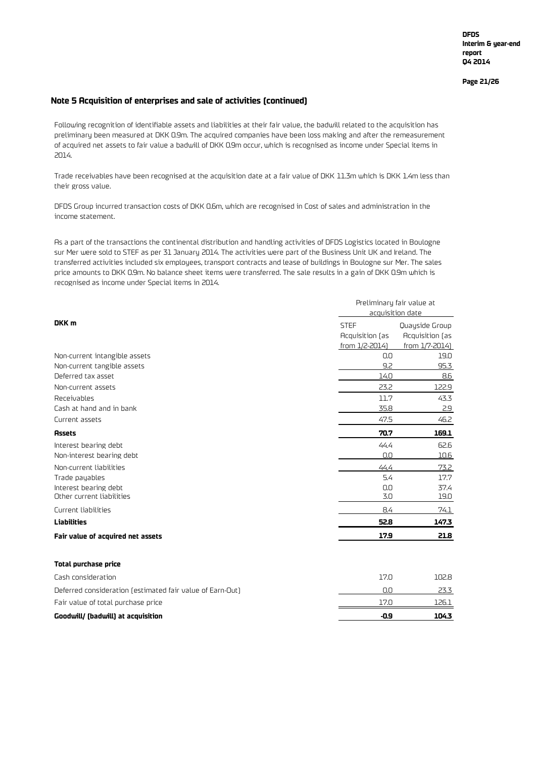## Note 5 Acquisition of enterprises and sale of activities (continued)

Following recognition of identifiable assets and liabilities at their fair value, the badwill related to the acquisition has preliminary been measured at DKK 0.9m. The acquired companies have been loss making and after the remeasurement of acquired net assets to fair value a badwill of DKK 0.9m occur, which is recognised as income under Special items in 2014.

Trade receivables have been recognised at the acquisition date at a fair value of DKK 11.3m which is DKK 1.4m less than their gross value.

DFDS Group incurred transaction costs of DKK 0.6m, which are recognised in Cost of sales and administration in the income statement.

As a part of the transactions the continental distribution and handling activities of DFDS Logistics located in Boulogne sur Mer were sold to STEF as per 31 January 2014. The activities were part of the Business Unit UK and Ireland. The transferred activities included six employees, transport contracts and lease of buildings in Boulogne sur Mer. The sales price amounts to DKK 0.9m. No balance sheet items were transferred. The sale results in a gain of DKK 0.9m which is recognised as income under Special items in 2014.

| | Preliminary fair value at acquisition date | |
|---|---|---|
| **DKK m** | STEF Acquisition (as from 1/2-2014) | Quayside Group Acquisition (as from 1/7-2014) |
| Non-current intangible assets | 0.0 | 19.0 |
| Non-current tangible assets | 9.2 | 95.3 |
| Deferred tax asset | 14.0 | 8.6 |
| Non-current assets | 23.2 | 122.9 |
| Receivables | 11.7 | 43.3 |
| Cash at hand and in bank | 35.8 | 2.9 |
| Current assets | 47.5 | 46.2 |
| **Assets** | **70.7** | **169.1** |
| Interest bearing debt | 44.4 | 62.6 |
| Non-interest bearing debt | 0.0 | 10.6 |
| Non-current liabilities | 44.4 | 73.2 |
| Trade payables | 5.4 | 17.7 |
| Interest bearing debt | 0.0 | 37.4 |
| Other current liabilities | 3.0 | 19.0 |
| Current liabilities | 8.4 | 74.1 |
| **Liabilities** | **52.8** | **147.3** |
| **Fair value of acquired net assets** | **17.9** | **21.8** |
| | | |
| **Total purchase price** | | |
| Cash consideration | 17.0 | 102.8 |
| Deferred consideration (estimated fair value of Earn-Out) | 0.0 | 23.3 |
| Fair value of total purchase price | 17.0 | 126.1 |
| **Goodwill/ (badwill) at acquisition** | **-0.9** | **104.3** |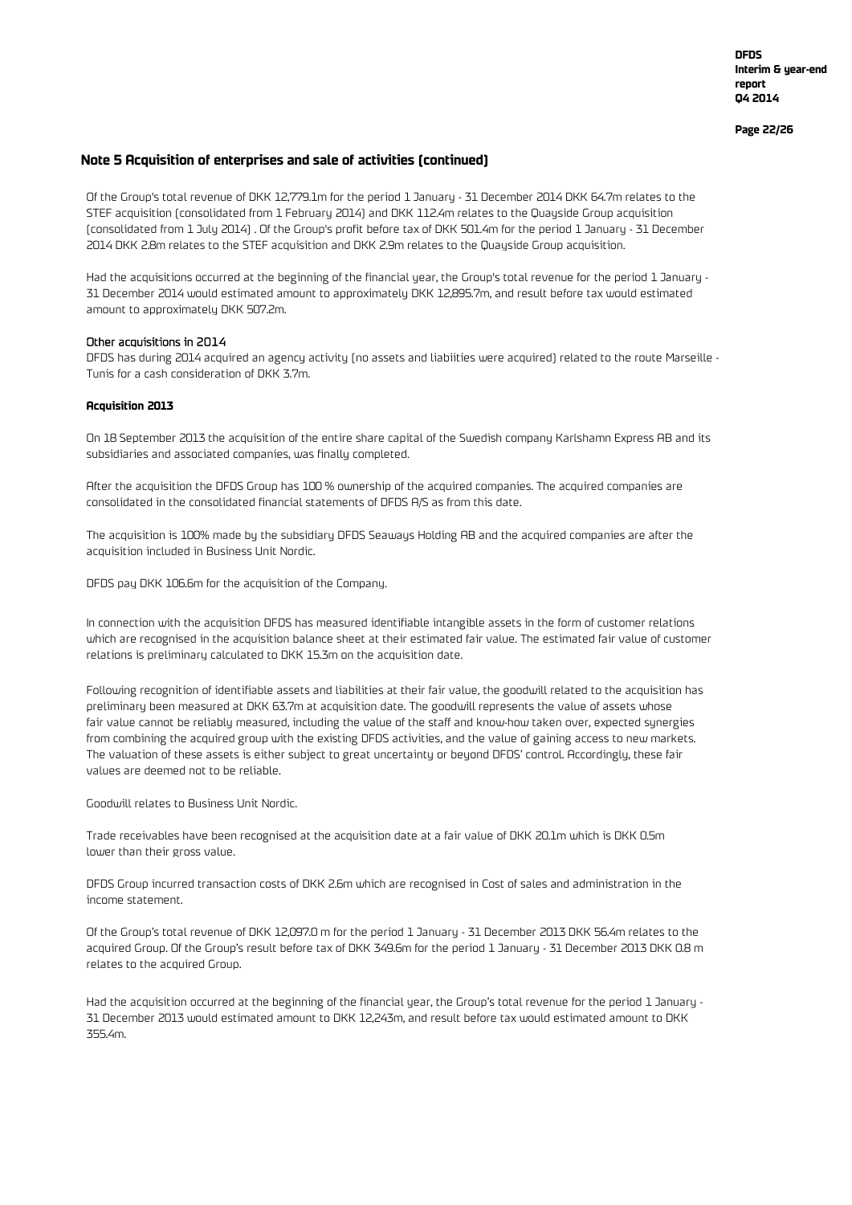## Note 5 Acquisition of enterprises and sale of activities (continued)

Of the Group's total revenue of DKK 12,779.1m for the period 1 January - 31 December 2014 DKK 64.7m relates to the STEF acquisition (consolidated from 1 February 2014) and DKK 112.4m relates to the Quayside Group acquisition (consolidated from 1 July 2014) . Of the Group's profit before tax of DKK 501.4m for the period 1 January - 31 December 2014 DKK 2.8m relates to the STEF acquisition and DKK 2.9m relates to the Quayside Group acquisition.

Had the acquisitions occurred at the beginning of the financial year, the Group's total revenue for the period 1 January - 31 December 2014 would estimated amount to approximately DKK 12,895.7m, and result before tax would estimated amount to approximately DKK 507.2m.

Other acquisitions in 2014

DFDS has during 2014 acquired an agency activity (no assets and liabiities were acquired) related to the route Marseille - Tunis for a cash consideration of DKK 3.7m.

**Acquisition 2013**

On 18 September 2013 the acquisition of the entire share capital of the Swedish company Karlshamn Express AB and its subsidiaries and associated companies, was finally completed.

After the acquisition the DFDS Group has 100 % ownership of the acquired companies. The acquired companies are consolidated in the consolidated financial statements of DFDS A/S as from this date.

The acquisition is 100% made by the subsidiary DFDS Seaways Holding AB and the acquired companies are after the acquisition included in Business Unit Nordic.

DFDS pay DKK 106.6m for the acquisition of the Company.

In connection with the acquisition DFDS has measured identifiable intangible assets in the form of customer relations which are recognised in the acquisition balance sheet at their estimated fair value. The estimated fair value of customer relations is preliminary calculated to DKK 15.3m on the acquisition date.

Following recognition of identifiable assets and liabilities at their fair value, the goodwill related to the acquisition has preliminary been measured at DKK 63.7m at acquisition date. The goodwill represents the value of assets whose fair value cannot be reliably measured, including the value of the staff and know-how taken over, expected synergies from combining the acquired group with the existing DFDS activities, and the value of gaining access to new markets. The valuation of these assets is either subject to great uncertainty or beyond DFDS' control. Accordingly, these fair values are deemed not to be reliable.

Goodwill relates to Business Unit Nordic.

Trade receivables have been recognised at the acquisition date at a fair value of DKK 20.1m which is DKK 0.5m lower than their gross value.

DFDS Group incurred transaction costs of DKK 2.6m which are recognised in Cost of sales and administration in the income statement.

Of the Group's total revenue of DKK 12,097.0 m for the period 1 January - 31 December 2013 DKK 56.4m relates to the acquired Group. Of the Group's result before tax of DKK 349.6m for the period 1 January - 31 December 2013 DKK 0.8 m relates to the acquired Group.

Had the acquisition occurred at the beginning of the financial year, the Group's total revenue for the period 1 January - 31 December 2013 would estimated amount to DKK 12,243m, and result before tax would estimated amount to DKK 355.4m.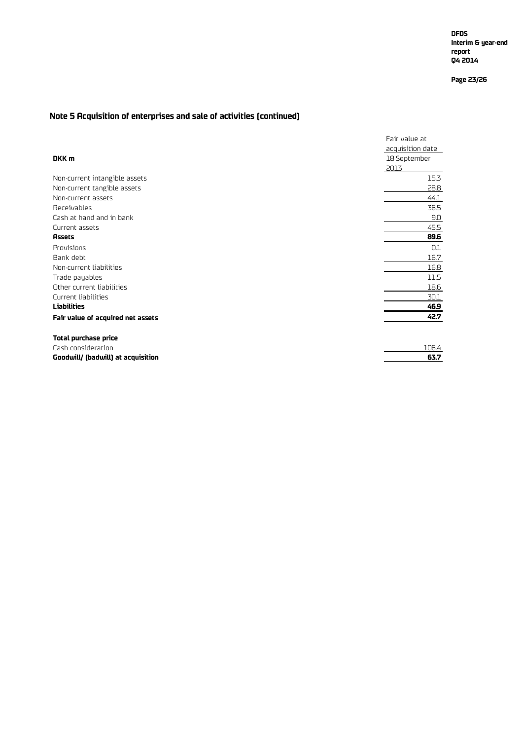## Note 5 Acquisition of enterprises and sale of activities (continued)

| DKK m | Fair value at acquisition date 18 September 2013 |
|---|---|
| Non-current intangible assets | 15.3 |
| Non-current tangible assets | 28.8 |
| Non-current assets | 44.1 |
| Receivables | 36.5 |
| Cash at hand and in bank | 9.0 |
| Current assets | 45.5 |
| **Assets** | **89.6** |
| Provisions | 0.1 |
| Bank debt | 16.7 |
| Non-current liabilities | 16.8 |
| Trade payables | 11.5 |
| Other current liabilities | 18.6 |
| Current liabilities | 30.1 |
| **Liabilities** | **46.9** |
| **Fair value of acquired net assets** | **42.7** |
| | |
| **Total purchase price** | |
| Cash consideration | 106.4 |
| **Goodwill/ (badwill) at acquisition** | **63.7** |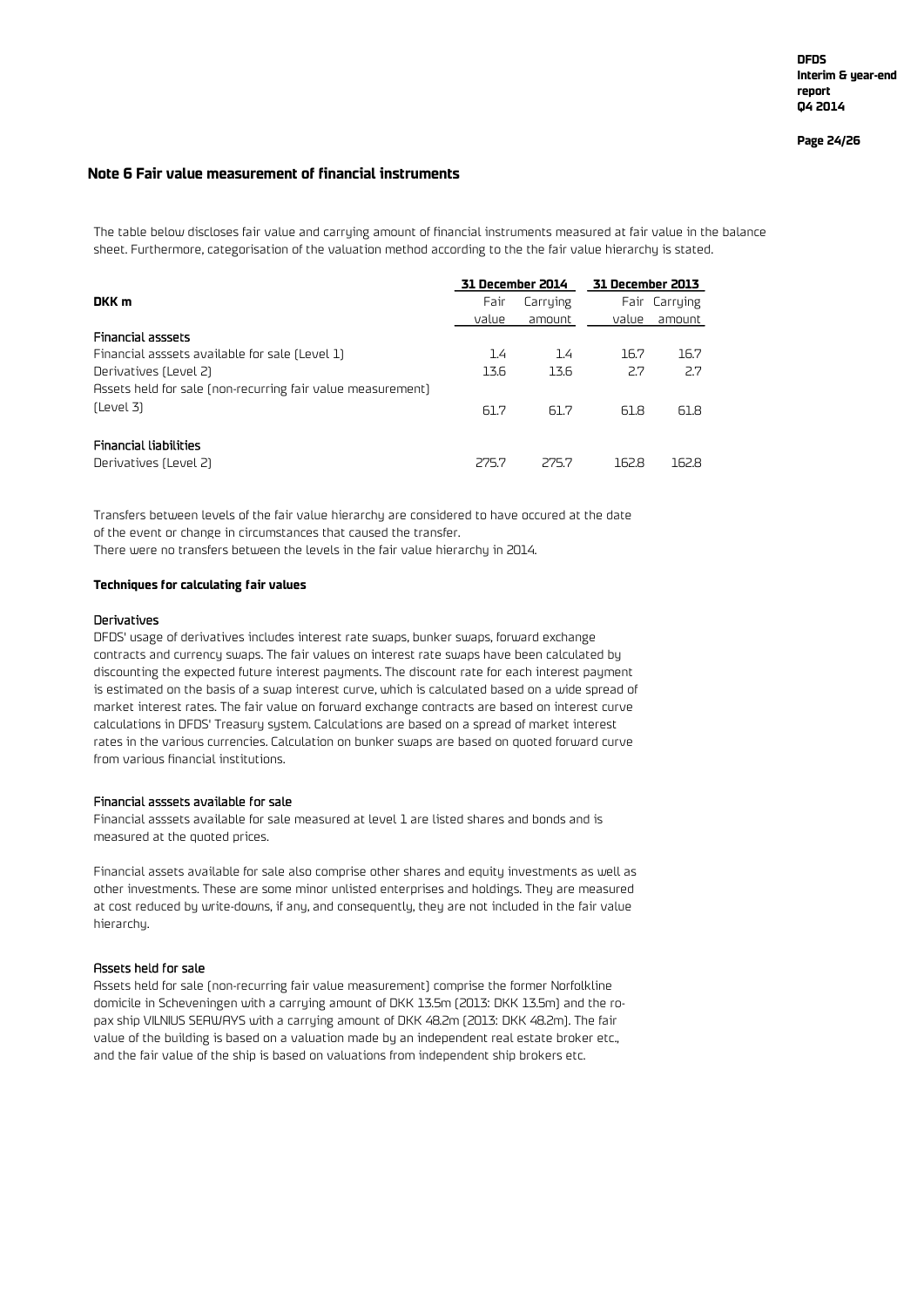## Note 6 Fair value measurement of financial instruments

The table below discloses fair value and carrying amount of financial instruments measured at fair value in the balance sheet. Furthermore, categorisation of the valuation method according to the the fair value hierarchy is stated.

| DKK m | 31 December 2014 | | 31 December 2013 | |
|---|---|---|---|---|
| | Fair value | Carrying amount | Fair value | Carrying amount |
| **Financial asssets** | | | | |
| Financial asssets available for sale (Level 1) | 1.4 | 1.4 | 16.7 | 16.7 |
| Derivatives (Level 2) | 13.6 | 13.6 | 2.7 | 2.7 |
| Assets held for sale (non-recurring fair value measurement) (Level 3) | 61.7 | 61.7 | 61.8 | 61.8 |
| **Financial liabilities** | | | | |
| Derivatives (Level 2) | 275.7 | 275.7 | 162.8 | 162.8 |

Transfers between levels of the fair value hierarchy are considered to have occured at the date of the event or change in circumstances that caused the transfer.
There were no transfers between the levels in the fair value hierarchy in 2014.

**Techniques for calculating fair values**

Derivatives

DFDS' usage of derivatives includes interest rate swaps, bunker swaps, forward exchange contracts and currency swaps. The fair values on interest rate swaps have been calculated by discounting the expected future interest payments. The discount rate for each interest payment is estimated on the basis of a swap interest curve, which is calculated based on a wide spread of market interest rates. The fair value on forward exchange contracts are based on interest curve calculations in DFDS' Treasury system. Calculations are based on a spread of market interest rates in the various currencies. Calculation on bunker swaps are based on quoted forward curve from various financial institutions.

Financial asssets available for sale

Financial asssets available for sale measured at level 1 are listed shares and bonds and is measured at the quoted prices.

Financial assets available for sale also comprise other shares and equity investments as well as other investments. These are some minor unlisted enterprises and holdings. They are measured at cost reduced by write-downs, if any, and consequently, they are not included in the fair value hierarchy.

Assets held for sale

Assets held for sale (non-recurring fair value measurement) comprise the former Norfolkline domicile in Scheveningen with a carrying amount of DKK 13.5m (2013: DKK 13.5m) and the ro-pax ship VILNIUS SEAWAYS with a carrying amount of DKK 48.2m (2013: DKK 48.2m). The fair value of the building is based on a valuation made by an independent real estate broker etc., and the fair value of the ship is based on valuations from independent ship brokers etc.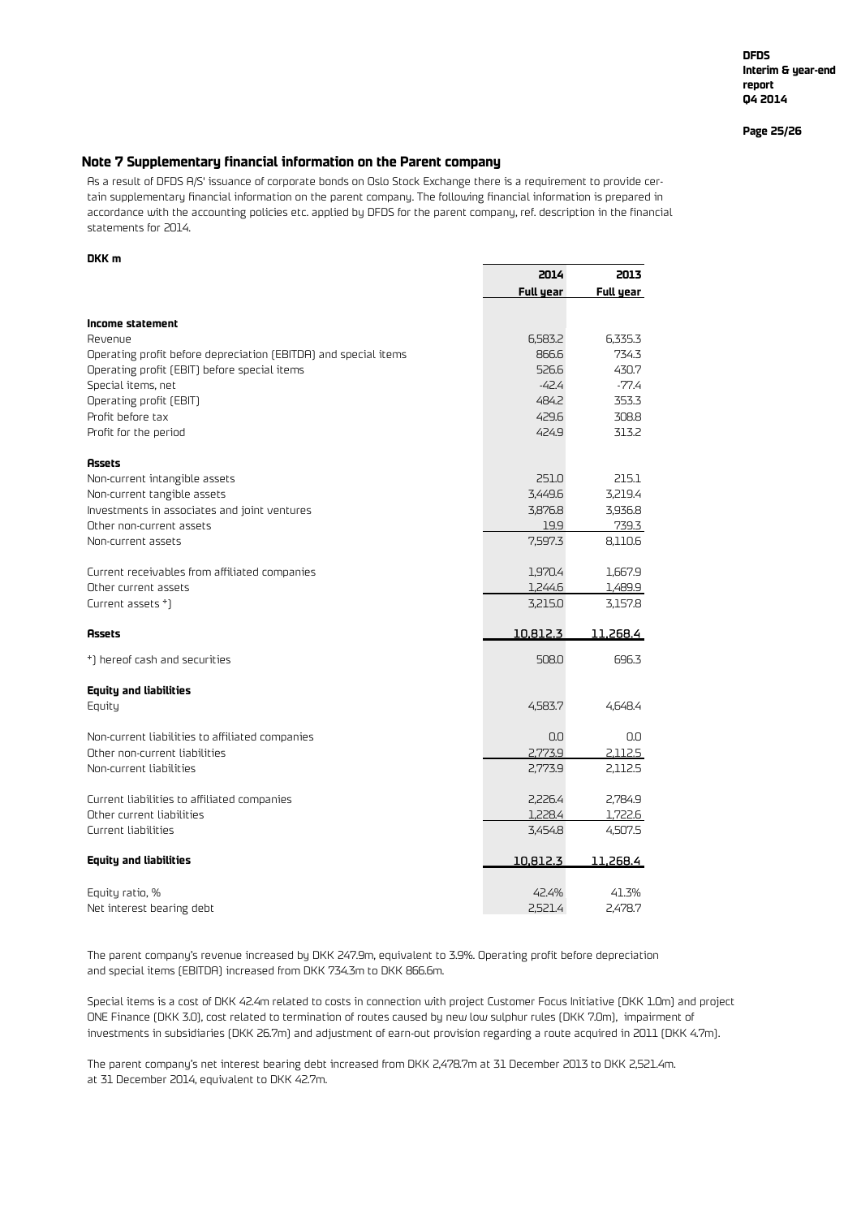## Note 7 Supplementary financial information on the Parent company

As a result of DFDS A/S' issuance of corporate bonds on Oslo Stock Exchange there is a requirement to provide certain supplementary financial information on the parent company. The following financial information is prepared in accordance with the accounting policies etc. applied by DFDS for the parent company, ref. description in the financial statements for 2014.

**DKK m**

| | 2014 Full year | 2013 Full year |
|---|---|---|
| **Income statement** | | |
| Revenue | 6,583.2 | 6,335.3 |
| Operating profit before depreciation (EBITDA) and special items | 866.6 | 734.3 |
| Operating profit (EBIT) before special items | 526.6 | 430.7 |
| Special items, net | -42.4 | -77.4 |
| Operating profit (EBIT) | 484.2 | 353.3 |
| Profit before tax | 429.6 | 308.8 |
| Profit for the period | 424.9 | 313.2 |
| **Assets** | | |
| Non-current intangible assets | 251.0 | 215.1 |
| Non-current tangible assets | 3,449.6 | 3,219.4 |
| Investments in associates and joint ventures | 3,876.8 | 3,936.8 |
| Other non-current assets | 19.9 | 739.3 |
| Non-current assets | 7,597.3 | 8,110.6 |
| Current receivables from affiliated companies | 1,970.4 | 1,667.9 |
| Other current assets | 1,244.6 | 1,489.9 |
| Current assets *) | 3,215.0 | 3,157.8 |
| **Assets** | 10,812.3 | 11,268.4 |
| *) hereof cash and securities | 508.0 | 696.3 |
| **Equity and liabilities** | | |
| Equity | 4,583.7 | 4,648.4 |
| Non-current liabilities to affiliated companies | 0.0 | 0.0 |
| Other non-current liabilities | 2,773.9 | 2,112.5 |
| Non-current liabilities | 2,773.9 | 2,112.5 |
| Current liabilities to affiliated companies | 2,226.4 | 2,784.9 |
| Other current liabilities | 1,228.4 | 1,722.6 |
| Current liabilities | 3,454.8 | 4,507.5 |
| **Equity and liabilities** | 10,812.3 | 11,268.4 |
| Equity ratio, % | 42.4% | 41.3% |
| Net interest bearing debt | 2,521.4 | 2,478.7 |

The parent company's revenue increased by DKK 247.9m, equivalent to 3.9%. Operating profit before depreciation and special items (EBITDA) increased from DKK 734.3m to DKK 866.6m.

Special items is a cost of DKK 42.4m related to costs in connection with project Customer Focus Initiative (DKK 1.0m) and project ONE Finance (DKK 3.0), cost related to termination of routes caused by new low sulphur rules (DKK 7.0m), impairment of investments in subsidiaries (DKK 26.7m) and adjustment of earn-out provision regarding a route acquired in 2011 (DKK 4.7m).

The parent company's net interest bearing debt increased from DKK 2,478.7m at 31 December 2013 to DKK 2,521.4m. at 31 December 2014, equivalent to DKK 42.7m.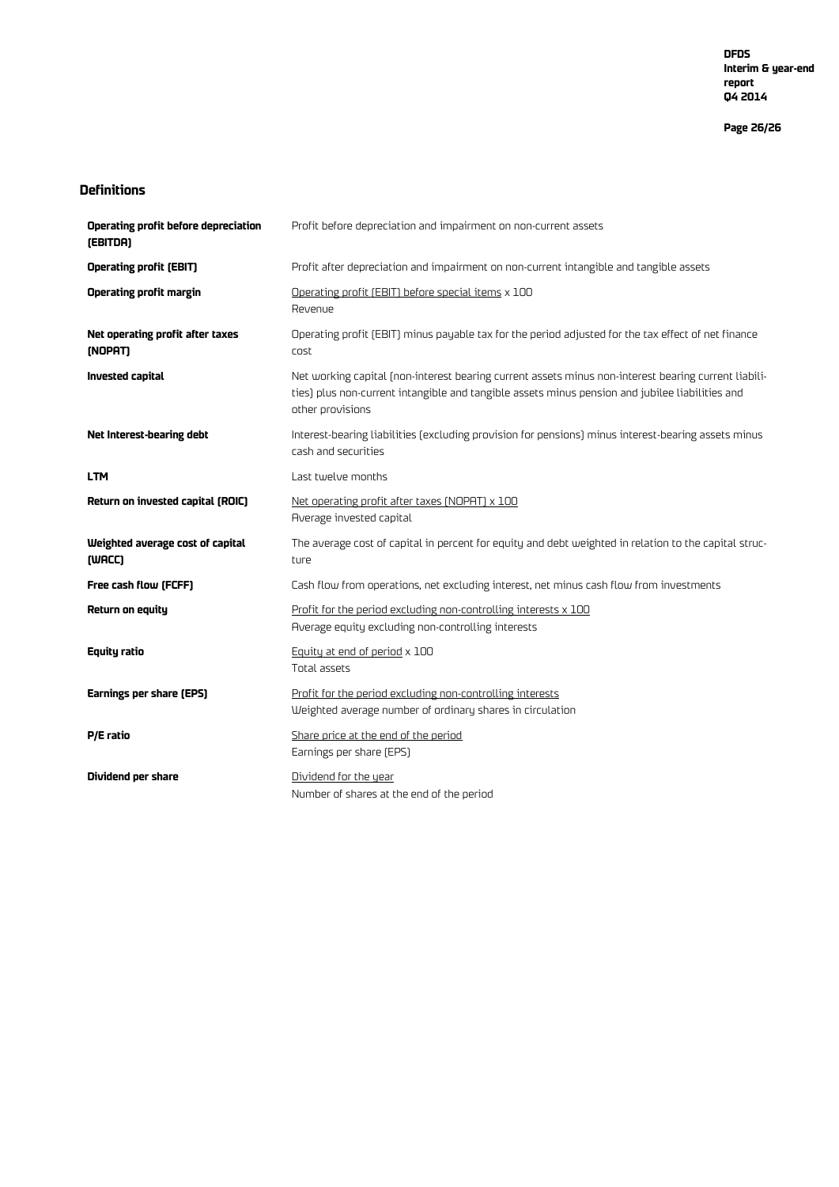## Definitions

| | |
|---|---|
| **Operating profit before depreciation (EBITDA)** | Profit before depreciation and impairment on non-current assets |
| **Operating profit (EBIT)** | Profit after depreciation and impairment on non-current intangible and tangible assets |
| **Operating profit margin** | $\frac{\text{Operating profit (EBIT) before special items} \times 100}{\text{Revenue}}$ |
| **Net operating profit after taxes (NOPAT)** | Operating profit (EBIT) minus payable tax for the period adjusted for the tax effect of net finance cost |
| **Invested capital** | Net working capital (non-interest bearing current assets minus non-interest bearing current liabilities) plus non-current intangible and tangible assets minus pension and jubilee liabilities and other provisions |
| **Net interest-bearing debt** | Interest-bearing liabilities (excluding provision for pensions) minus interest-bearing assets minus cash and securities |
| **LTM** | Last twelve months |
| **Return on invested capital (ROIC)** | $\frac{\text{Net operating profit after taxes (NOPAT)} \times 100}{\text{Average invested capital}}$ |
| **Weighted average cost of capital (WACC)** | The average cost of capital in percent for equity and debt weighted in relation to the capital structure |
| **Free cash flow (FCFF)** | Cash flow from operations, net excluding interest, net minus cash flow from investments |
| **Return on equity** | $\frac{\text{Profit for the period excluding non-controlling interests} \times 100}{\text{Average equity excluding non-controlling interests}}$ |
| **Equity ratio** | $\frac{\text{Equity at end of period} \times 100}{\text{Total assets}}$ |
| **Earnings per share (EPS)** | $\frac{\text{Profit for the period excluding non-controlling interests}}{\text{Weighted average number of ordinary shares in circulation}}$ |
| **P/E ratio** | $\frac{\text{Share price at the end of the period}}{\text{Earnings per share (EPS)}}$ |
| **Dividend per share** | $\frac{\text{Dividend for the year}}{\text{Number of shares at the end of the period}}$ |